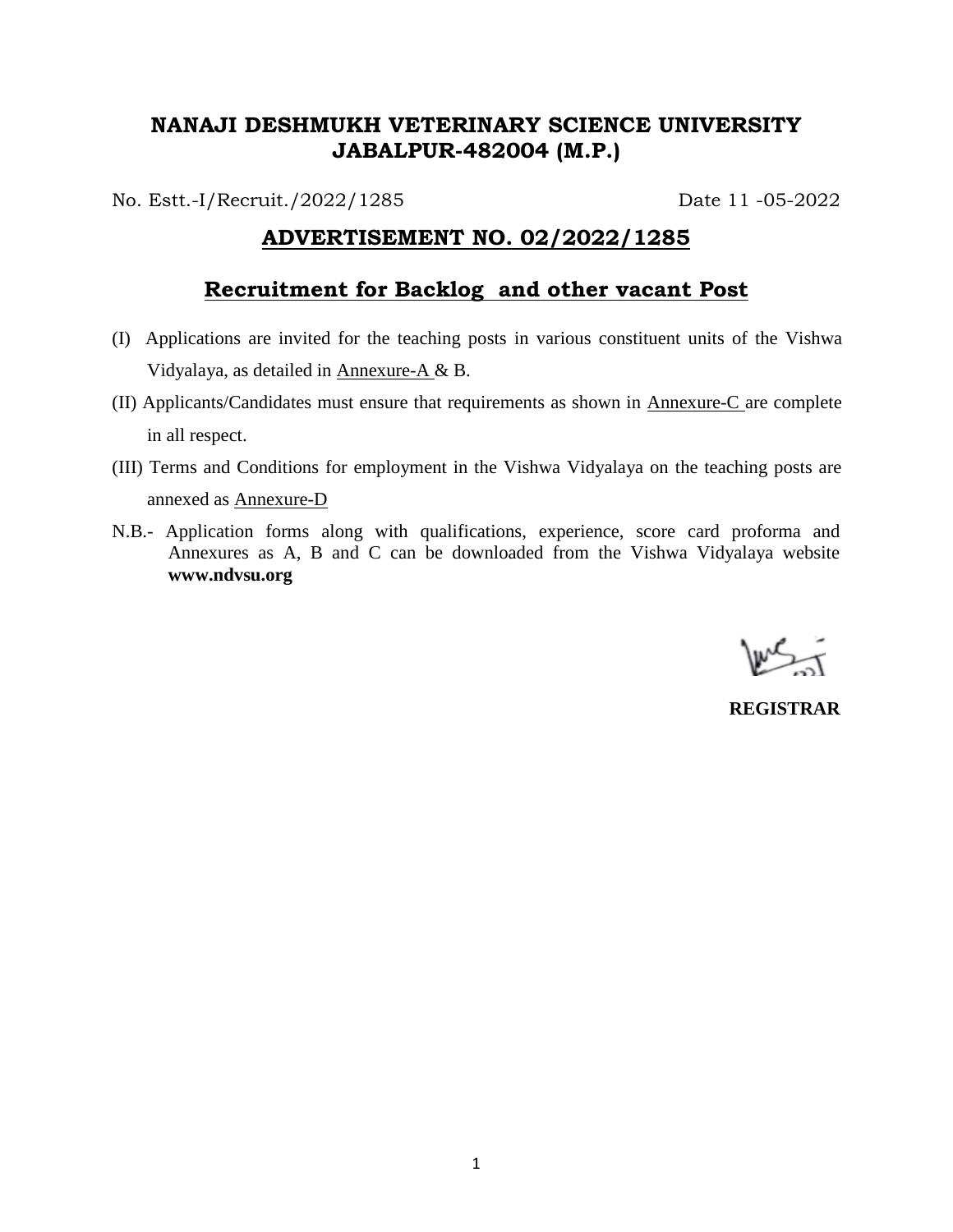# NANAJI DESHMUKH VETERINARY SCIENCE UNIVERSITY JABALPUR-482004 (M.P.)

No. Estt.-I/Recruit./2022/1285 Date 11 -05-2022

## ADVERTISEMENT NO. 02/2022/1285

## Recruitment for Backlog and other vacant Post

(I) Applications are invited for the teaching posts in various constituent units of the Vishwa Vidyalaya, as detailed in Annexure-A & B.

(II) Applicants/Candidates must ensure that requirements as shown in Annexure-C are complete in all respect.

(III) Terms and Conditions for employment in the Vishwa Vidyalaya on the teaching posts are annexed as Annexure-D

N.B.- Application forms along with qualifications, experience, score card proforma and Annexures as A, B and C can be downloaded from the Vishwa Vidyalaya website **www.ndvsu.org**

**REGISTRAR**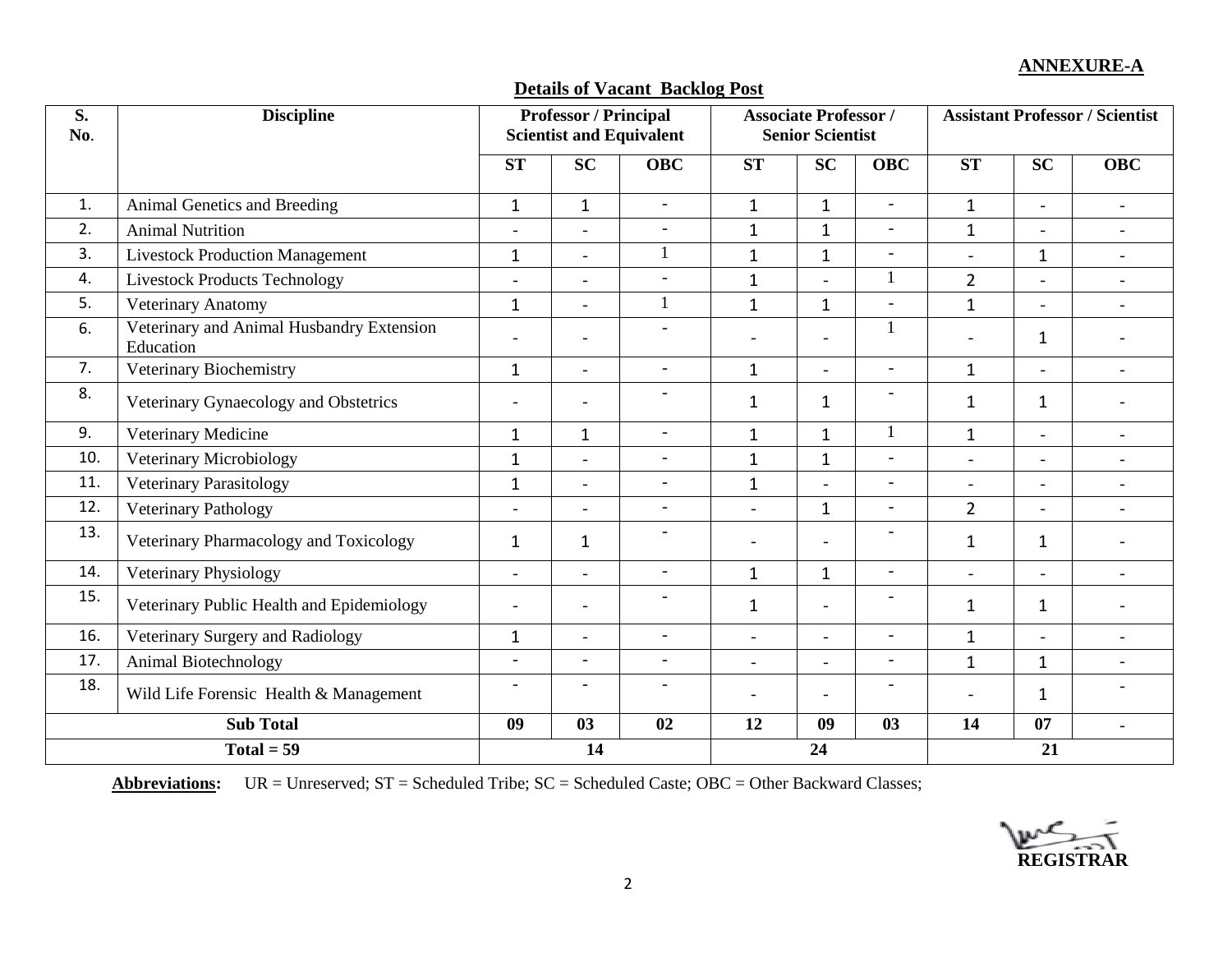**ANNEXURE-A**

**Details of Vacant Backlog Post**

| S. No. | Discipline | Professor / Principal Scientist and Equivalent | | | Associate Professor / Senior Scientist | | | Assistant Professor / Scientist | | |
|---|---|---|---|---|---|---|---|---|---|---|
| | | ST | SC | OBC | ST | SC | OBC | ST | SC | OBC |
| 1. | Animal Genetics and Breeding | 1 | 1 | - | 1 | 1 | - | 1 | - | - |
| 2. | Animal Nutrition | - | - | - | 1 | 1 | - | 1 | - | - |
| 3. | Livestock Production Management | 1 | - | 1 | 1 | 1 | - | - | 1 | - |
| 4. | Livestock Products Technology | - | - | - | 1 | - | 1 | 2 | - | - |
| 5. | Veterinary Anatomy | 1 | - | 1 | 1 | 1 | - | 1 | - | - |
| 6. | Veterinary and Animal Husbandry Extension Education | - | - | - | - | - | 1 | - | 1 | - |
| 7. | Veterinary Biochemistry | 1 | - | - | 1 | - | - | 1 | - | - |
| 8. | Veterinary Gynaecology and Obstetrics | - | - | - | 1 | 1 | - | 1 | 1 | - |
| 9. | Veterinary Medicine | 1 | 1 | - | 1 | 1 | 1 | 1 | - | - |
| 10. | Veterinary Microbiology | 1 | - | - | 1 | 1 | - | - | - | - |
| 11. | Veterinary Parasitology | 1 | - | - | 1 | - | - | - | - | - |
| 12. | Veterinary Pathology | - | - | - | - | 1 | - | 2 | - | - |
| 13. | Veterinary Pharmacology and Toxicology | 1 | 1 | - | - | - | - | 1 | 1 | - |
| 14. | Veterinary Physiology | - | - | - | 1 | 1 | - | - | - | - |
| 15. | Veterinary Public Health and Epidemiology | - | - | - | 1 | - | - | 1 | 1 | - |
| 16. | Veterinary Surgery and Radiology | 1 | - | - | - | - | - | 1 | - | - |
| 17. | Animal Biotechnology | - | - | - | - | - | - | 1 | 1 | - |
| 18. | Wild Life Forensic Health & Management | - | - | - | - | - | - | - | 1 | - |
| **Sub Total** | | **09** | **03** | **02** | **12** | **09** | **03** | **14** | **07** | **-** |
| **Total = 59** | | **14** | | | **24** | | | **21** | | |

**Abbreviations:** UR = Unreserved; ST = Scheduled Tribe; SC = Scheduled Caste; OBC = Other Backward Classes;

**REGISTRAR**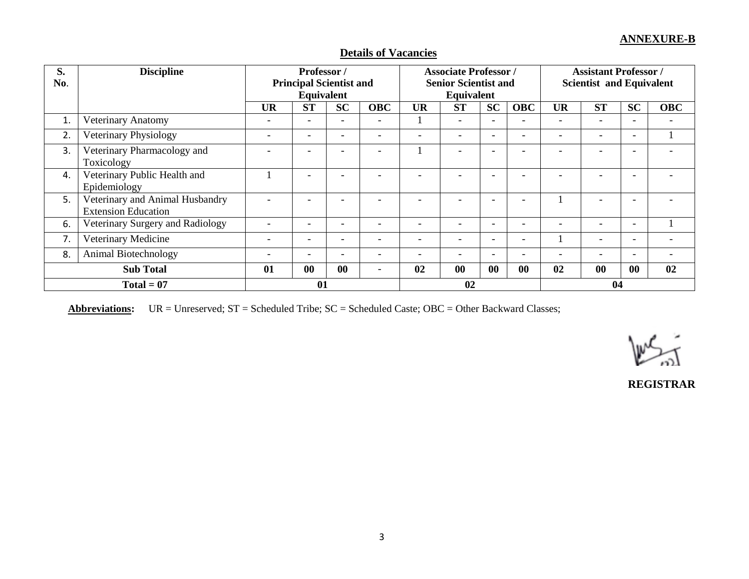**ANNEXURE-B**

**Details of Vacancies**

| S. No. | Discipline | Professor / Principal Scientist and Equivalent | | | | Associate Professor / Senior Scientist and Equivalent | | | | Assistant Professor / Scientist and Equivalent | | | |
|---|---|---|---|---|---|---|---|---|---|---|---|---|---|
| | | **UR** | **ST** | **SC** | **OBC** | **UR** | **ST** | **SC** | **OBC** | **UR** | **ST** | **SC** | **OBC** |
| 1. | Veterinary Anatomy | - | - | - | - | 1 | - | - | - | - | - | - | - |
| 2. | Veterinary Physiology | - | - | - | - | - | - | - | - | - | - | - | 1 |
| 3. | Veterinary Pharmacology and Toxicology | - | - | - | - | 1 | - | - | - | - | - | - | - |
| 4. | Veterinary Public Health and Epidemiology | 1 | - | - | - | - | - | - | - | - | - | - | - |
| 5. | Veterinary and Animal Husbandry Extension Education | - | - | - | - | - | - | - | - | 1 | - | - | - |
| 6. | Veterinary Surgery and Radiology | - | - | - | - | - | - | - | - | - | - | - | 1 |
| 7. | Veterinary Medicine | - | - | - | - | - | - | - | - | 1 | - | - | - |
| 8. | Animal Biotechnology | - | - | - | - | - | - | - | - | - | - | - | - |
| **Sub Total** | | **01** | **00** | **00** | **-** | **02** | **00** | **00** | **00** | **02** | **00** | **00** | **02** |
| **Total = 07** | | **01** | | | | **02** | | | | **04** | | | |

**Abbreviations:** UR = Unreserved; ST = Scheduled Tribe; SC = Scheduled Caste; OBC = Other Backward Classes;

**REGISTRAR**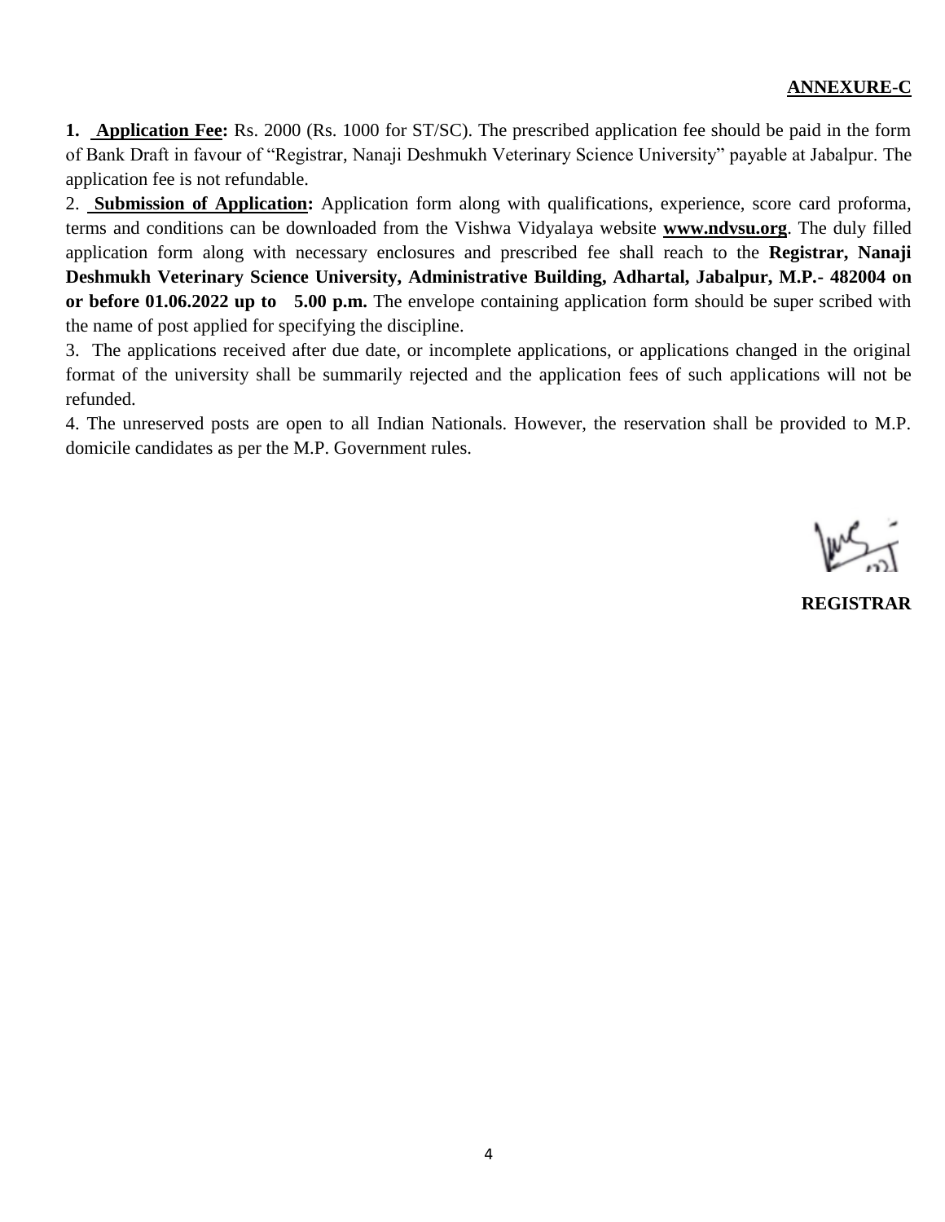**ANNEXURE-C**

1. **Application Fee:** Rs. 2000 (Rs. 1000 for ST/SC). The prescribed application fee should be paid in the form of Bank Draft in favour of "Registrar, Nanaji Deshmukh Veterinary Science University" payable at Jabalpur. The application fee is not refundable.

2. **Submission of Application:** Application form along with qualifications, experience, score card proforma, terms and conditions can be downloaded from the Vishwa Vidyalaya website **www.ndvsu.org**. The duly filled application form along with necessary enclosures and prescribed fee shall reach to the **Registrar, Nanaji Deshmukh Veterinary Science University, Administrative Building, Adhartal, Jabalpur, M.P.- 482004 on or before 01.06.2022 up to 5.00 p.m.** The envelope containing application form should be super scribed with the name of post applied for specifying the discipline.

3. The applications received after due date, or incomplete applications, or applications changed in the original format of the university shall be summarily rejected and the application fees of such applications will not be refunded.

4. The unreserved posts are open to all Indian Nationals. However, the reservation shall be provided to M.P. domicile candidates as per the M.P. Government rules.

**REGISTRAR**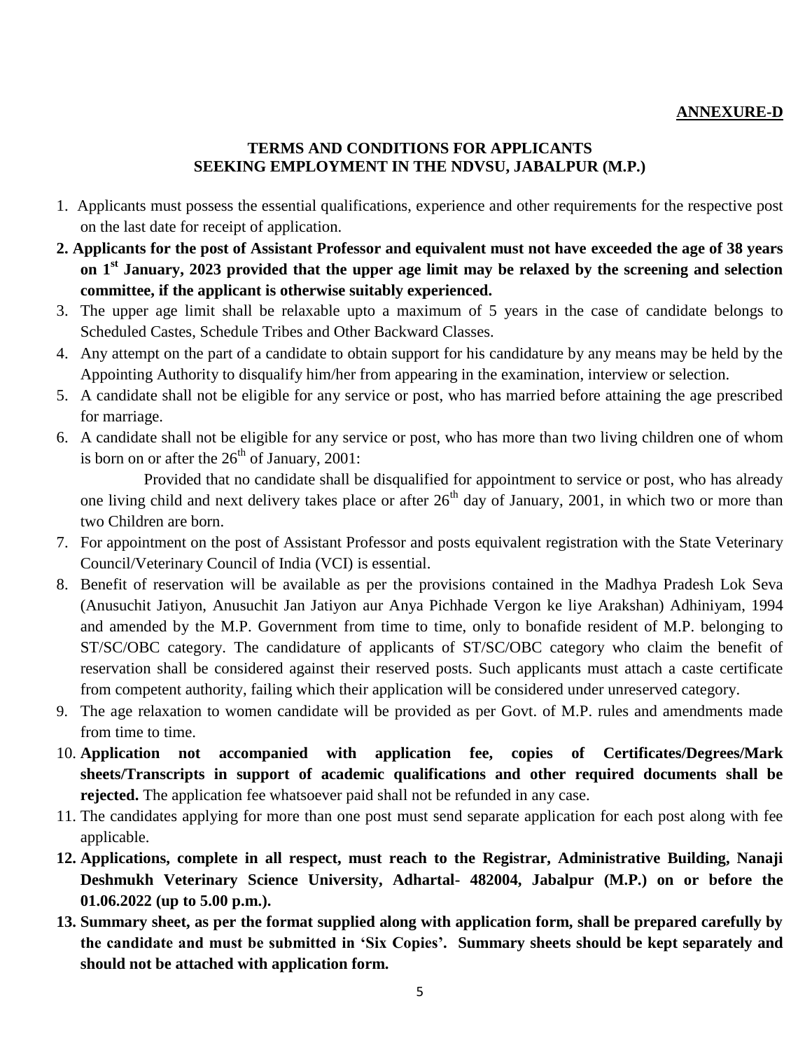**ANNEXURE-D**

## TERMS AND CONDITIONS FOR APPLICANTS SEEKING EMPLOYMENT IN THE NDVSU, JABALPUR (M.P.)

1. Applicants must possess the essential qualifications, experience and other requirements for the respective post on the last date for receipt of application.
2. **Applicants for the post of Assistant Professor and equivalent must not have exceeded the age of 38 years on 1st January, 2023 provided that the upper age limit may be relaxed by the screening and selection committee, if the applicant is otherwise suitably experienced.**
3. The upper age limit shall be relaxable upto a maximum of 5 years in the case of candidate belongs to Scheduled Castes, Schedule Tribes and Other Backward Classes.
4. Any attempt on the part of a candidate to obtain support for his candidature by any means may be held by the Appointing Authority to disqualify him/her from appearing in the examination, interview or selection.
5. A candidate shall not be eligible for any service or post, who has married before attaining the age prescribed for marriage.
6. A candidate shall not be eligible for any service or post, who has more than two living children one of whom is born on or after the 26th of January, 2001:

   Provided that no candidate shall be disqualified for appointment to service or post, who has already one living child and next delivery takes place or after 26th day of January, 2001, in which two or more than two Children are born.
7. For appointment on the post of Assistant Professor and posts equivalent registration with the State Veterinary Council/Veterinary Council of India (VCI) is essential.
8. Benefit of reservation will be available as per the provisions contained in the Madhya Pradesh Lok Seva (Anusuchit Jatiyon, Anusuchit Jan Jatiyon aur Anya Pichhade Vergon ke liye Arakshan) Adhiniyam, 1994 and amended by the M.P. Government from time to time, only to bonafide resident of M.P. belonging to ST/SC/OBC category. The candidature of applicants of ST/SC/OBC category who claim the benefit of reservation shall be considered against their reserved posts. Such applicants must attach a caste certificate from competent authority, failing which their application will be considered under unreserved category.
9. The age relaxation to women candidate will be provided as per Govt. of M.P. rules and amendments made from time to time.
10. **Application not accompanied with application fee, copies of Certificates/Degrees/Mark sheets/Transcripts in support of academic qualifications and other required documents shall be rejected.** The application fee whatsoever paid shall not be refunded in any case.
11. The candidates applying for more than one post must send separate application for each post along with fee applicable.
12. **Applications, complete in all respect, must reach to the Registrar, Administrative Building, Nanaji Deshmukh Veterinary Science University, Adhartal- 482004, Jabalpur (M.P.) on or before the 01.06.2022 (up to 5.00 p.m.).**
13. **Summary sheet, as per the format supplied along with application form, shall be prepared carefully by the candidate and must be submitted in 'Six Copies'. Summary sheets should be kept separately and should not be attached with application form.**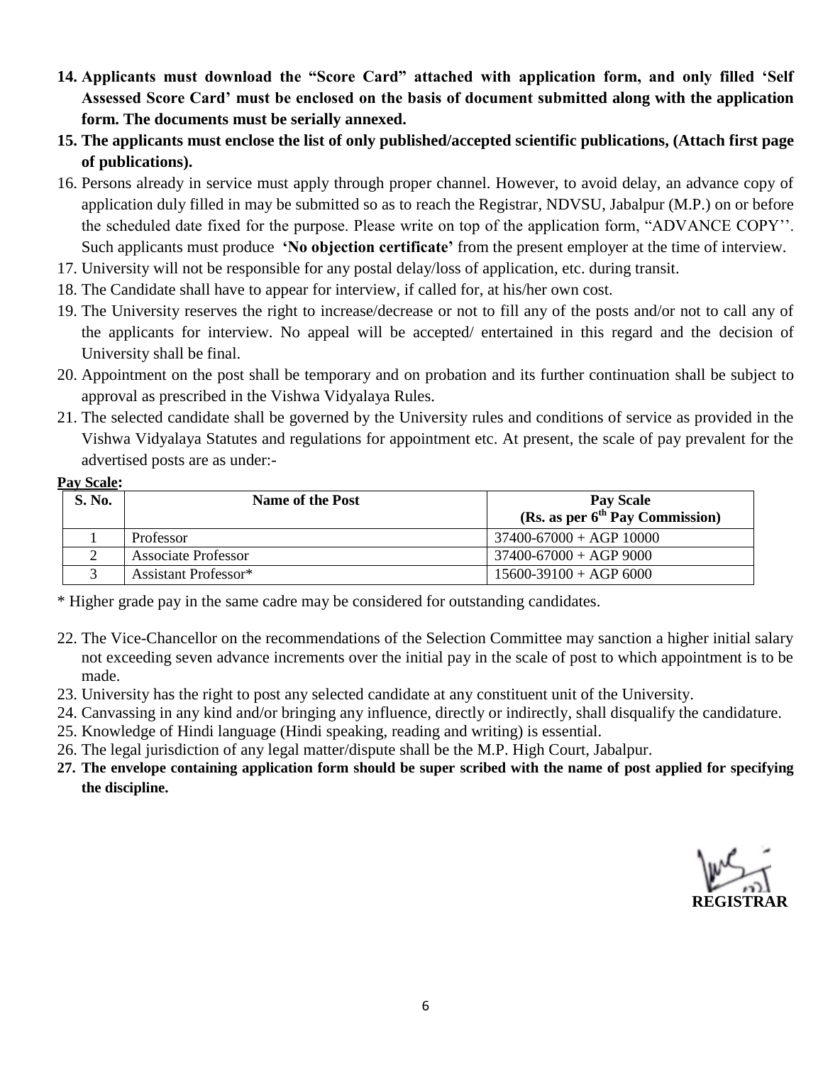14. **Applicants must download the "Score Card" attached with application form, and only filled 'Self Assessed Score Card' must be enclosed on the basis of document submitted along with the application form. The documents must be serially annexed.**
15. **The applicants must enclose the list of only published/accepted scientific publications, (Attach first page of publications).**
16. Persons already in service must apply through proper channel. However, to avoid delay, an advance copy of application duly filled in may be submitted so as to reach the Registrar, NDVSU, Jabalpur (M.P.) on or before the scheduled date fixed for the purpose. Please write on top of the application form, "ADVANCE COPY''. Such applicants must produce **'No objection certificate'** from the present employer at the time of interview.
17. University will not be responsible for any postal delay/loss of application, etc. during transit.
18. The Candidate shall have to appear for interview, if called for, at his/her own cost.
19. The University reserves the right to increase/decrease or not to fill any of the posts and/or not to call any of the applicants for interview. No appeal will be accepted/ entertained in this regard and the decision of University shall be final.
20. Appointment on the post shall be temporary and on probation and its further continuation shall be subject to approval as prescribed in the Vishwa Vidyalaya Rules.
21. The selected candidate shall be governed by the University rules and conditions of service as provided in the Vishwa Vidyalaya Statutes and regulations for appointment etc. At present, the scale of pay prevalent for the advertised posts are as under:-

**Pay Scale:**

| S. No. | Name of the Post | Pay Scale (Rs. as per 6th Pay Commission) |
|---|---|---|
| 1 | Professor | 37400-67000 + AGP 10000 |
| 2 | Associate Professor | 37400-67000 + AGP 9000 |
| 3 | Assistant Professor* | 15600-39100 + AGP 6000 |

\* Higher grade pay in the same cadre may be considered for outstanding candidates.

22. The Vice-Chancellor on the recommendations of the Selection Committee may sanction a higher initial salary not exceeding seven advance increments over the initial pay in the scale of post to which appointment is to be made.
23. University has the right to post any selected candidate at any constituent unit of the University.
24. Canvassing in any kind and/or bringing any influence, directly or indirectly, shall disqualify the candidature.
25. Knowledge of Hindi language (Hindi speaking, reading and writing) is essential.
26. The legal jurisdiction of any legal matter/dispute shall be the M.P. High Court, Jabalpur.
27. **The envelope containing application form should be super scribed with the name of post applied for specifying the discipline.**

**REGISTRAR**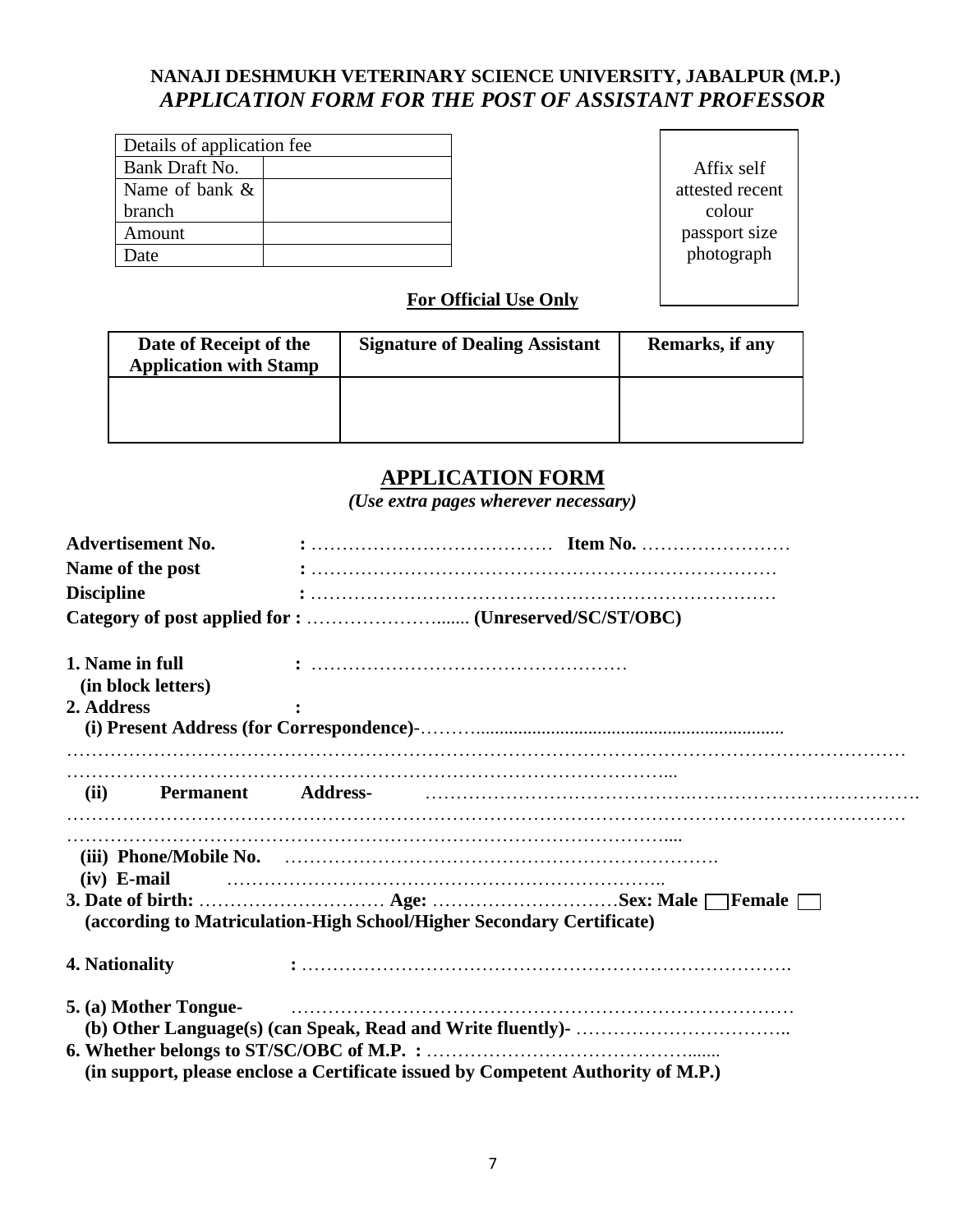**NANAJI DESHMUKH VETERINARY SCIENCE UNIVERSITY, JABALPUR (M.P.)**

***APPLICATION FORM FOR THE POST OF ASSISTANT PROFESSOR***

| Details of application fee | |
|---|---|
| Bank Draft No. | |
| Name of bank & branch | |
| Amount | |
| Date | |

Affix self attested recent colour passport size photograph

**For Official Use Only**

| Date of Receipt of the Application with Stamp | Signature of Dealing Assistant | Remarks, if any |
|---|---|---|
| | | |

## APPLICATION FORM

*(Use extra pages wherever necessary)*

**Advertisement No. :** ………………………………… **Item No.** ……………………

**Name of the post :** …………………………………………………………………

**Discipline :** …………………………………………………………………

**Category of post applied for :** …………………....... **(Unreserved/SC/ST/OBC)**

**1. Name in full :** ……………………………………………
**(in block letters)**

**2. Address :**

**(i) Present Address (for Correspondence)-**……….................................................................
……………………………………………………………………………………………………………
…………………………………………………………………………………...

**(ii) Permanent Address-** ………………………………….………………………………….
……………………………………………………………………………………………………………
……………………………………………………………………………………....

**(iii) Phone/Mobile No.** …………………………………………………………….

**(iv) E-mail** ……………………………………………………………..

**3. Date of birth:** ………………………… **Age:** …………………………**Sex: Male** ☐ **Female** ☐
**(according to Matriculation-High School/Higher Secondary Certificate)**

**4. Nationality :** ………………………………………………………………….

**5. (a) Mother Tongue-** ……………………………………………………………………

**(b) Other Language(s) (can Speak, Read and Write fluently)-** ……………………………..

**6. Whether belongs to ST/SC/OBC of M.P. :** ……………………………………......
**(in support, please enclose a Certificate issued by Competent Authority of M.P.)**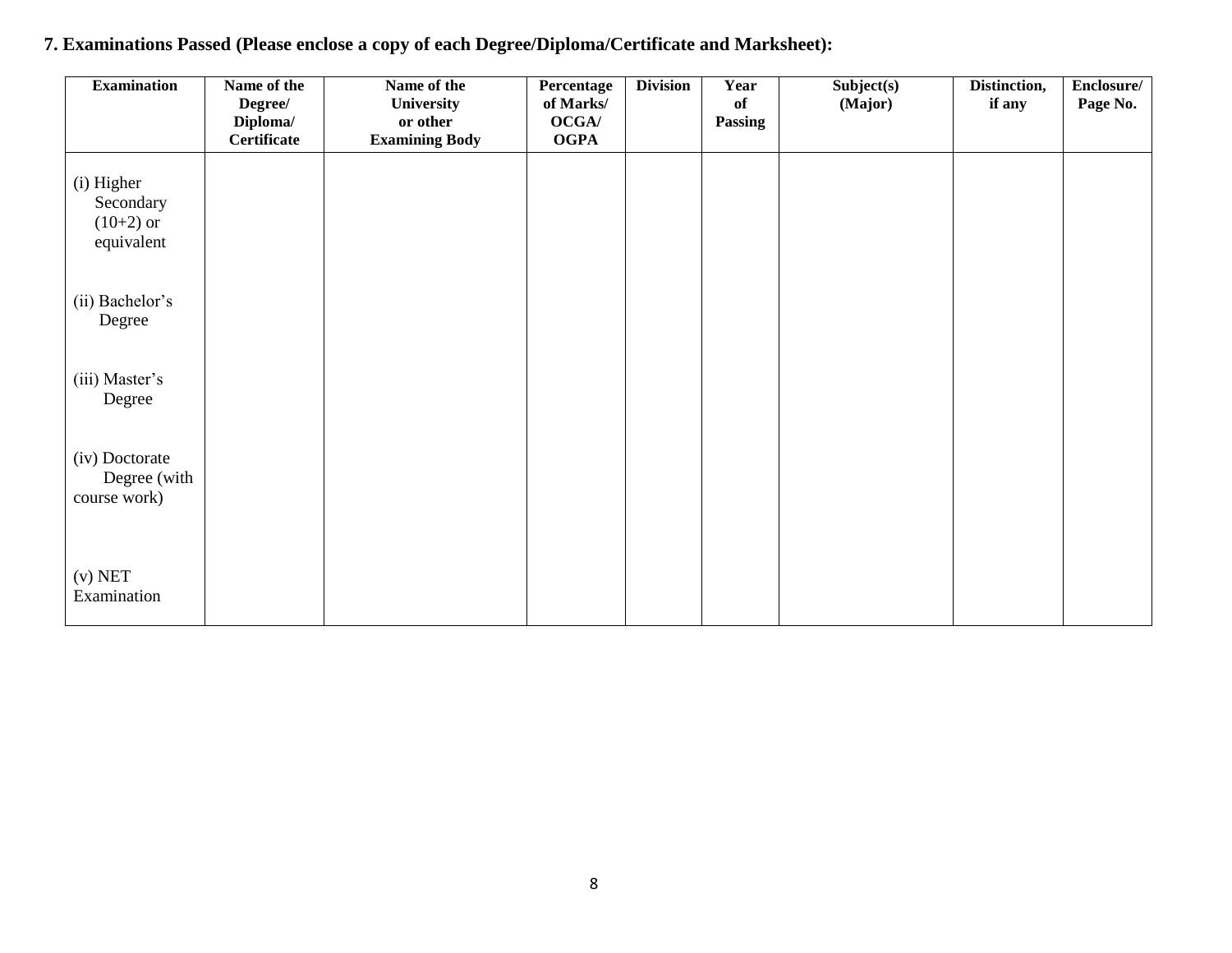**7. Examinations Passed (Please enclose a copy of each Degree/Diploma/Certificate and Marksheet):**

| Examination | Name of the Degree/ Diploma/ Certificate | Name of the University or other Examining Body | Percentage of Marks/ OCGA/ OGPA | Division | Year of Passing | Subject(s) (Major) | Distinction, if any | Enclosure/ Page No. |
|---|---|---|---|---|---|---|---|---|
| (i) Higher Secondary (10+2) or equivalent | | | | | | | | |
| (ii) Bachelor's Degree | | | | | | | | |
| (iii) Master's Degree | | | | | | | | |
| (iv) Doctorate Degree (with course work) | | | | | | | | |
| (v) NET Examination | | | | | | | | |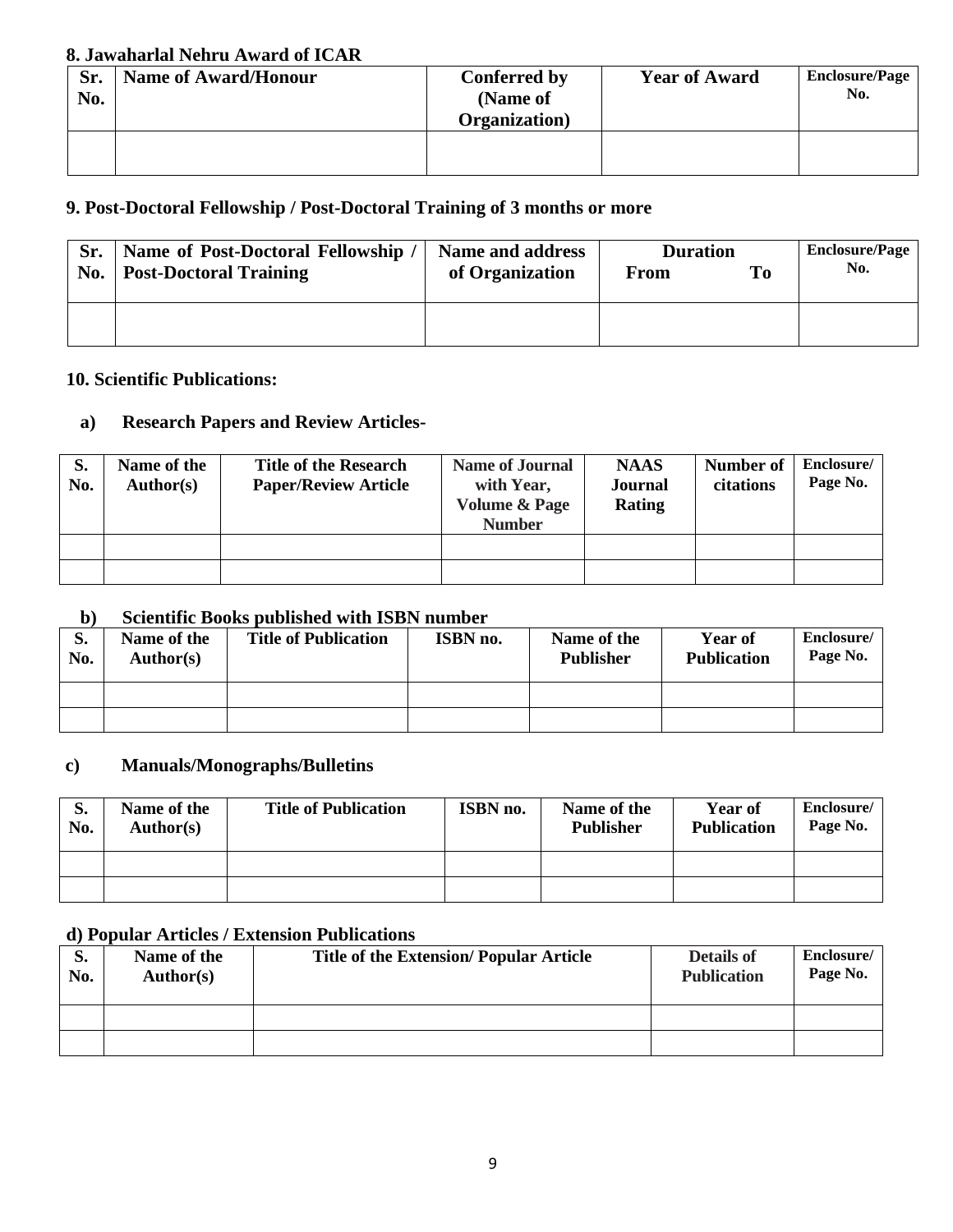**8. Jawaharlal Nehru Award of ICAR**

| Sr. No. | Name of Award/Honour | Conferred by (Name of Organization) | Year of Award | Enclosure/Page No. |
|---|---|---|---|---|
| | | | | |

**9. Post-Doctoral Fellowship / Post-Doctoral Training of 3 months or more**

| Sr. No. | Name of Post-Doctoral Fellowship / Post-Doctoral Training | Name and address of Organization | Duration | | Enclosure/Page No. |
|---|---|---|---|---|---|
| | | | From | To | |
| | | | | | |

**10. Scientific Publications:**

**a) Research Papers and Review Articles-**

| S. No. | Name of the Author(s) | Title of the Research Paper/Review Article | Name of Journal with Year, Volume & Page Number | NAAS Journal Rating | Number of citations | Enclosure/ Page No. |
|---|---|---|---|---|---|---|
| | | | | | | |
| | | | | | | |

**b) Scientific Books published with ISBN number**

| S. No. | Name of the Author(s) | Title of Publication | ISBN no. | Name of the Publisher | Year of Publication | Enclosure/ Page No. |
|---|---|---|---|---|---|---|
| | | | | | | |
| | | | | | | |

**c) Manuals/Monographs/Bulletins**

| S. No. | Name of the Author(s) | Title of Publication | ISBN no. | Name of the Publisher | Year of Publication | Enclosure/ Page No. |
|---|---|---|---|---|---|---|
| | | | | | | |
| | | | | | | |

**d) Popular Articles / Extension Publications**

| S. No. | Name of the Author(s) | Title of the Extension/ Popular Article | Details of Publication | Enclosure/ Page No. |
|---|---|---|---|---|
| | | | | |
| | | | | |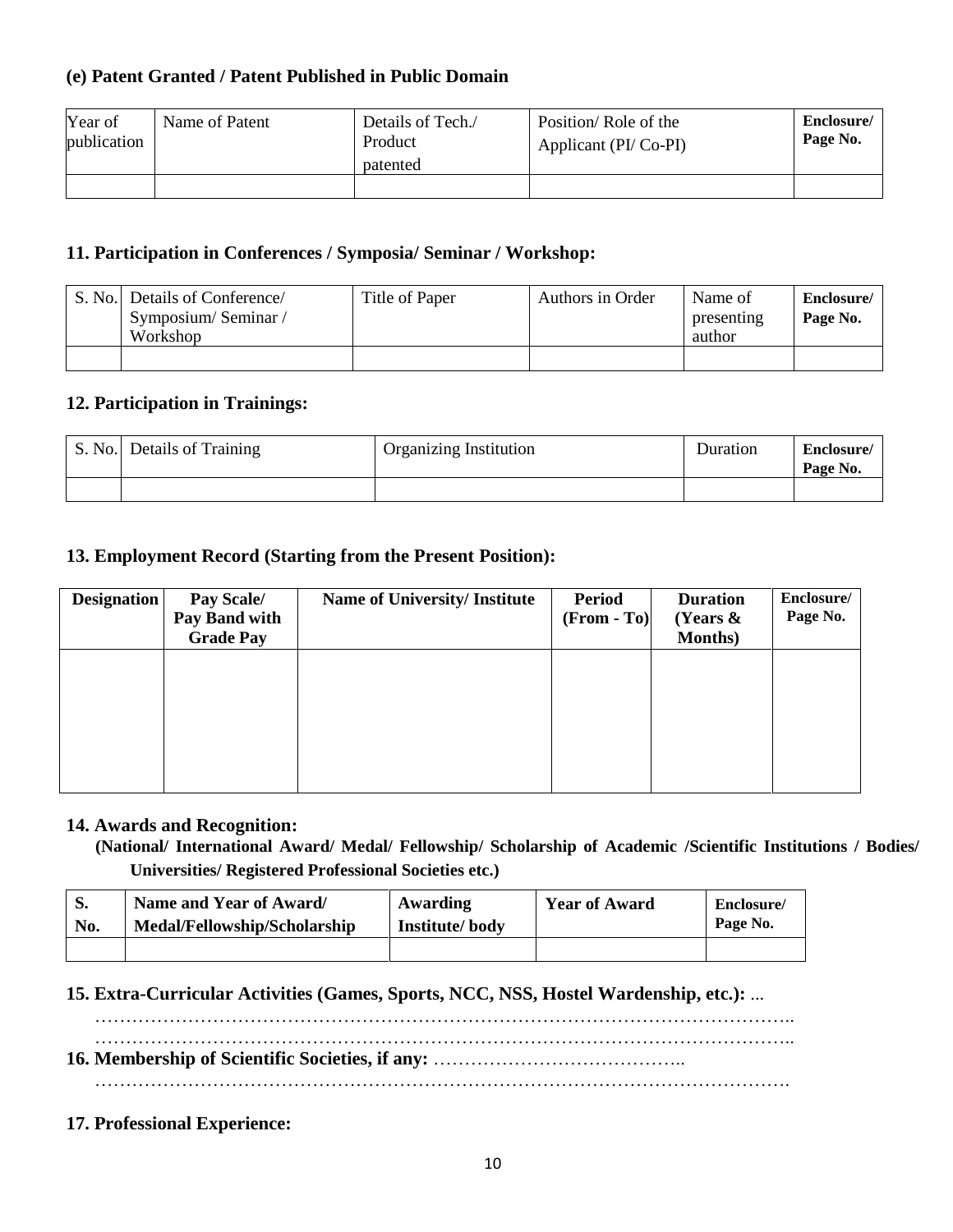### (e) Patent Granted / Patent Published in Public Domain

| Year of publication | Name of Patent | Details of Tech./ Product patented | Position/ Role of the Applicant (PI/ Co-PI) | **Enclosure/ Page No.** |
|---|---|---|---|---|
| | | | | |

### 11. Participation in Conferences / Symposia/ Seminar / Workshop:

| S. No. | Details of Conference/ Symposium/ Seminar / Workshop | Title of Paper | Authors in Order | Name of presenting author | **Enclosure/ Page No.** |
|---|---|---|---|---|---|
| | | | | | |

### 12. Participation in Trainings:

| S. No. | Details of Training | Organizing Institution | Duration | **Enclosure/ Page No.** |
|---|---|---|---|---|
| | | | | |

### 13. Employment Record (Starting from the Present Position):

| **Designation** | **Pay Scale/ Pay Band with Grade Pay** | **Name of University/ Institute** | **Period (From - To)** | **Duration (Years & Months)** | **Enclosure/ Page No.** |
|---|---|---|---|---|---|
| | | | | | |

### 14. Awards and Recognition:

**(National/ International Award/ Medal/ Fellowship/ Scholarship of Academic /Scientific Institutions / Bodies/ Universities/ Registered Professional Societies etc.)**

| **S. No.** | **Name and Year of Award/ Medal/Fellowship/Scholarship** | **Awarding Institute/ body** | **Year of Award** | **Enclosure/ Page No.** |
|---|---|---|---|---|
| | | | | |

**15. Extra-Curricular Activities (Games, Sports, NCC, NSS, Hostel Wardenship, etc.):** ...

…………………………………………………………………………………………………….

…………………………………………………………………………………………………….

**16. Membership of Scientific Societies, if any:** …………………………………..

………………………………………………………………………………………………….

### 17. Professional Experience: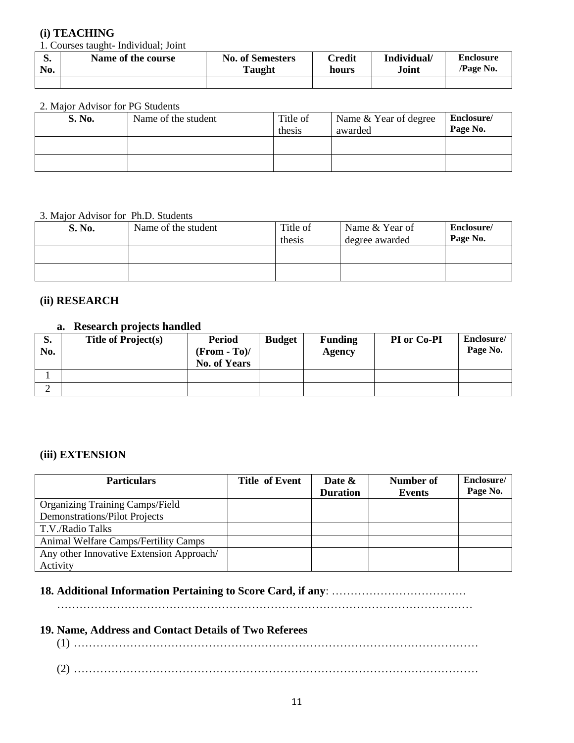### (i) TEACHING

1. Courses taught- Individual; Joint

| S. No. | Name of the course | No. of Semesters Taught | Credit hours | Individual/ Joint | Enclosure /Page No. |
|---|---|---|---|---|---|
| | | | | | |

2. Major Advisor for PG Students

| S. No. | Name of the student | Title of thesis | Name & Year of degree awarded | Enclosure/ Page No. |
|---|---|---|---|---|
| | | | | |
| | | | | |

3. Major Advisor for Ph.D. Students

| S. No. | Name of the student | Title of thesis | Name & Year of degree awarded | Enclosure/ Page No. |
|---|---|---|---|---|
| | | | | |
| | | | | |

### (ii) RESEARCH

**a. Research projects handled**

| S. No. | Title of Project(s) | Period (From - To)/ No. of Years | Budget | Funding Agency | PI or Co-PI | Enclosure/ Page No. |
|---|---|---|---|---|---|---|
| 1 | | | | | | |
| 2 | | | | | | |

### (iii) EXTENSION

| Particulars | Title of Event | Date & Duration | Number of Events | Enclosure/ Page No. |
|---|---|---|---|---|
| Organizing Training Camps/Field Demonstrations/Pilot Projects | | | | |
| T.V./Radio Talks | | | | |
| Animal Welfare Camps/Fertility Camps | | | | |
| Any other Innovative Extension Approach/ Activity | | | | |

**18. Additional Information Pertaining to Score Card, if any**: ………………………………
……………………………………………………………………………………………

**19. Name, Address and Contact Details of Two Referees**

(1) ……………………………………………………………………………………………

(2) ……………………………………………………………………………………………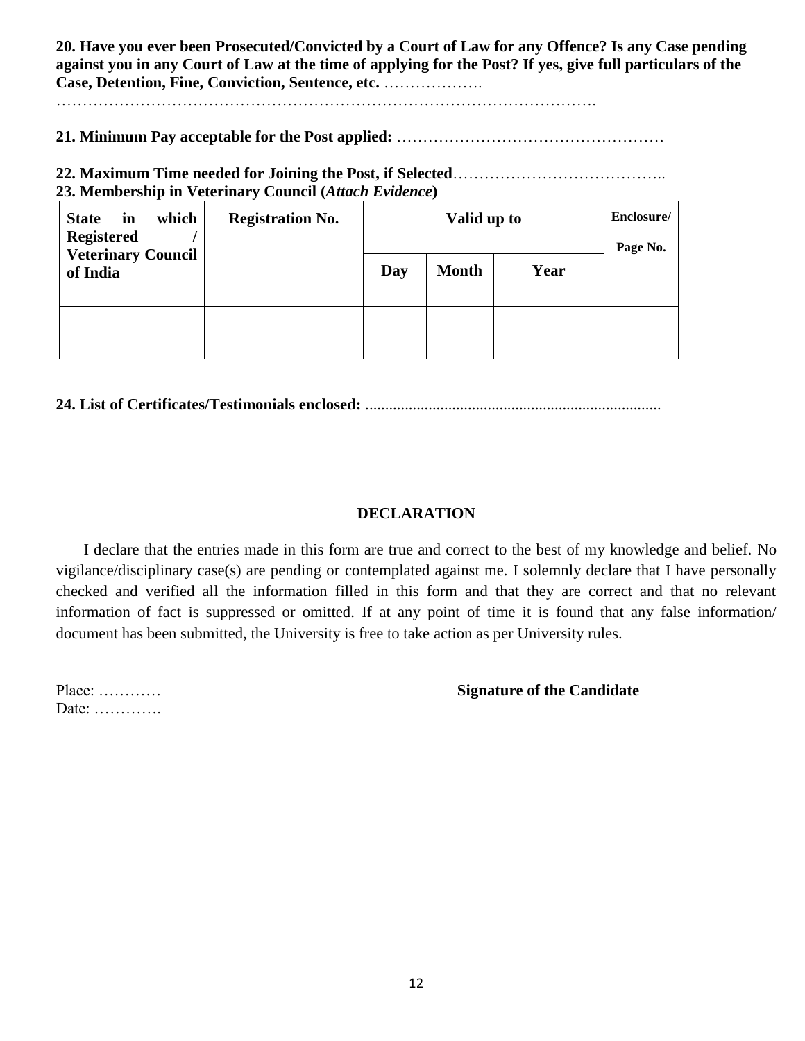**20. Have you ever been Prosecuted/Convicted by a Court of Law for any Offence? Is any Case pending against you in any Court of Law at the time of applying for the Post? If yes, give full particulars of the Case, Detention, Fine, Conviction, Sentence, etc.** ……………….

…………………………………………………………………………………………

**21. Minimum Pay acceptable for the Post applied:** ……………………………………………

**22. Maximum Time needed for Joining the Post, if Selected**…………………………………..

**23. Membership in Veterinary Council (*Attach Evidence*)**

| State in which Registered / Veterinary Council of India | Registration No. | Valid up to | | | Enclosure/ Page No. |
|---|---|---|---|---|---|
| | | Day | Month | Year | |
| | | | | | |

**24. List of Certificates/Testimonials enclosed:** ..........................................................................

**DECLARATION**

I declare that the entries made in this form are true and correct to the best of my knowledge and belief. No vigilance/disciplinary case(s) are pending or contemplated against me. I solemnly declare that I have personally checked and verified all the information filled in this form and that they are correct and that no relevant information of fact is suppressed or omitted. If at any point of time it is found that any false information/ document has been submitted, the University is free to take action as per University rules.

Place: …………

Date: ………….

**Signature of the Candidate**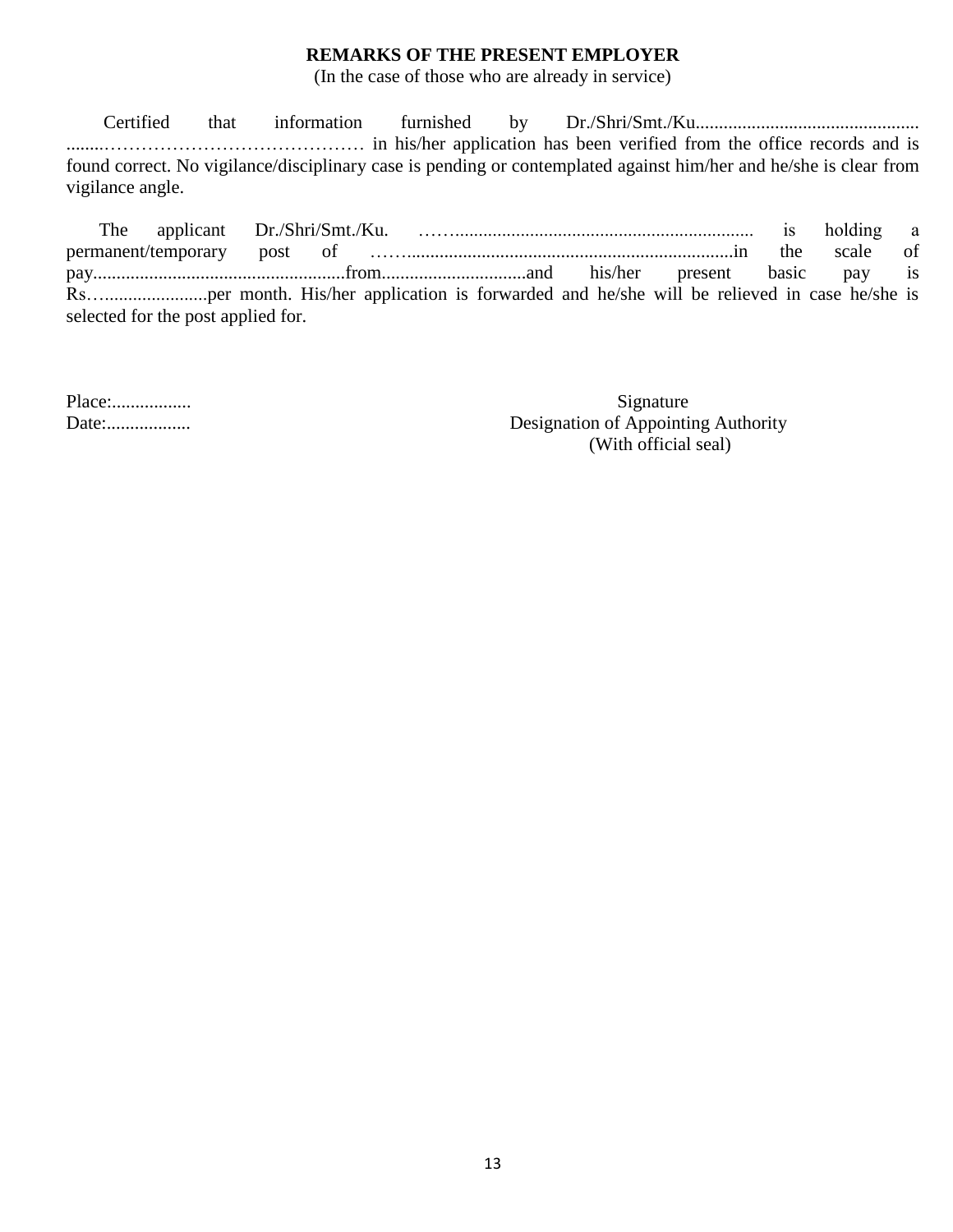**REMARKS OF THE PRESENT EMPLOYER**

(In the case of those who are already in service)

Certified that information furnished by Dr./Shri/Smt./Ku................................................ ........……………………………………. in his/her application has been verified from the office records and is found correct. No vigilance/disciplinary case is pending or contemplated against him/her and he/she is clear from vigilance angle.

The applicant Dr./Shri/Smt./Ku. ……................................................................. is holding a permanent/temporary post of ……......................................................................in the scale of pay.....................................................from...............................and his/her present basic pay is Rs…......................per month. His/her application is forwarded and he/she will be relieved in case he/she is selected for the post applied for.

Place:.................

Date:..................

Signature

Designation of Appointing Authority

(With official seal)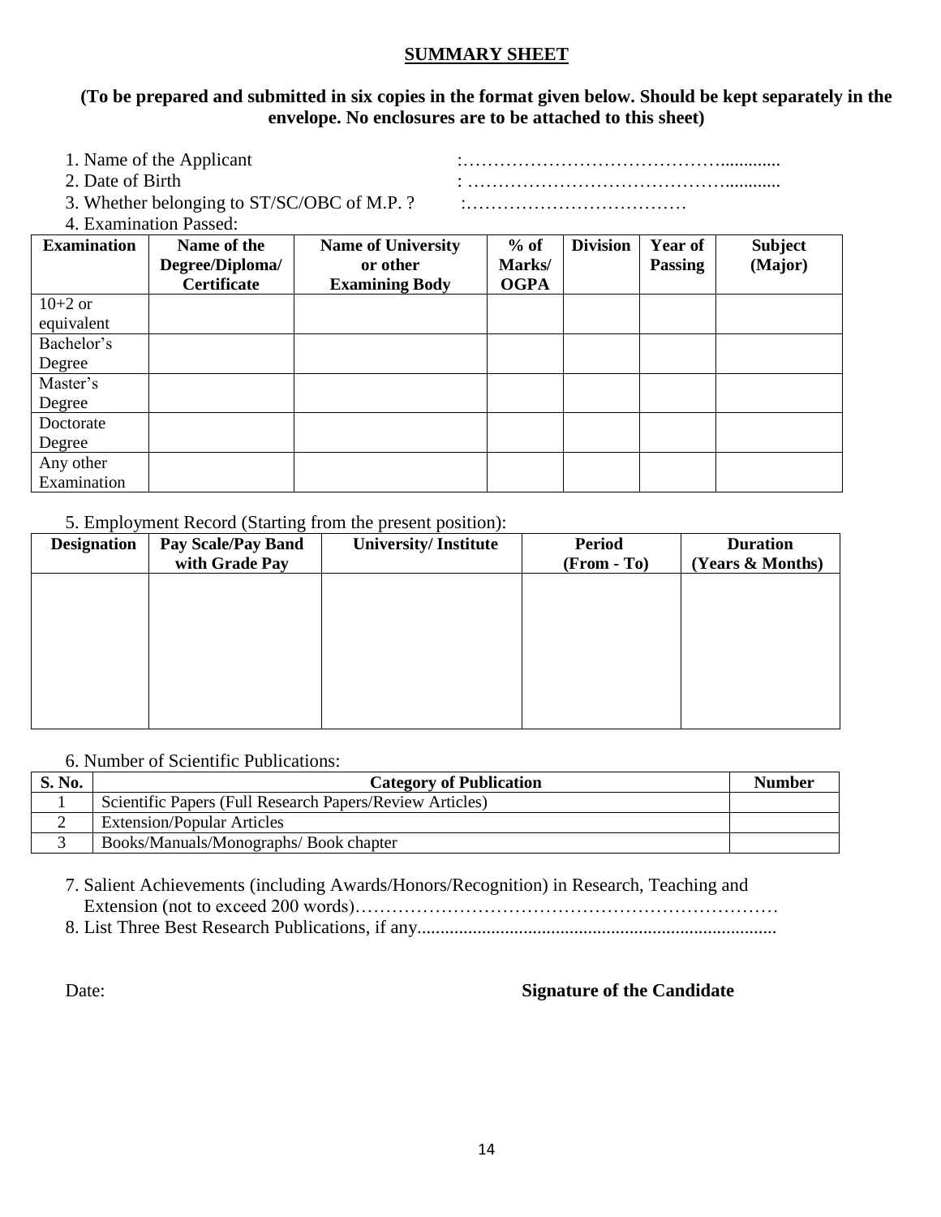# **SUMMARY SHEET**

**(To be prepared and submitted in six copies in the format given below. Should be kept separately in the envelope. No enclosures are to be attached to this sheet)**

1. Name of the Applicant :…………………………………….............
2. Date of Birth : …………………………………….............
3. Whether belonging to ST/SC/OBC of M.P. ? :………………………………
4. Examination Passed:

| Examination | Name of the Degree/Diploma/ Certificate | Name of University or other Examining Body | % of Marks/ OGPA | Division | Year of Passing | Subject (Major) |
|---|---|---|---|---|---|---|
| 10+2 or equivalent | | | | | | |
| Bachelor's Degree | | | | | | |
| Master's Degree | | | | | | |
| Doctorate Degree | | | | | | |
| Any other Examination | | | | | | |

5. Employment Record (Starting from the present position):

| Designation | Pay Scale/Pay Band with Grade Pay | University/ Institute | Period (From - To) | Duration (Years & Months) |
|---|---|---|---|---|
| | | | | |

6. Number of Scientific Publications:

| S. No. | Category of Publication | Number |
|---|---|---|
| 1 | Scientific Papers (Full Research Papers/Review Articles) | |
| 2 | Extension/Popular Articles | |
| 3 | Books/Manuals/Monographs/ Book chapter | |

7. Salient Achievements (including Awards/Honors/Recognition) in Research, Teaching and Extension (not to exceed 200 words)……………………………………………………………
8. List Three Best Research Publications, if any..............................................................................

Date: **Signature of the Candidate**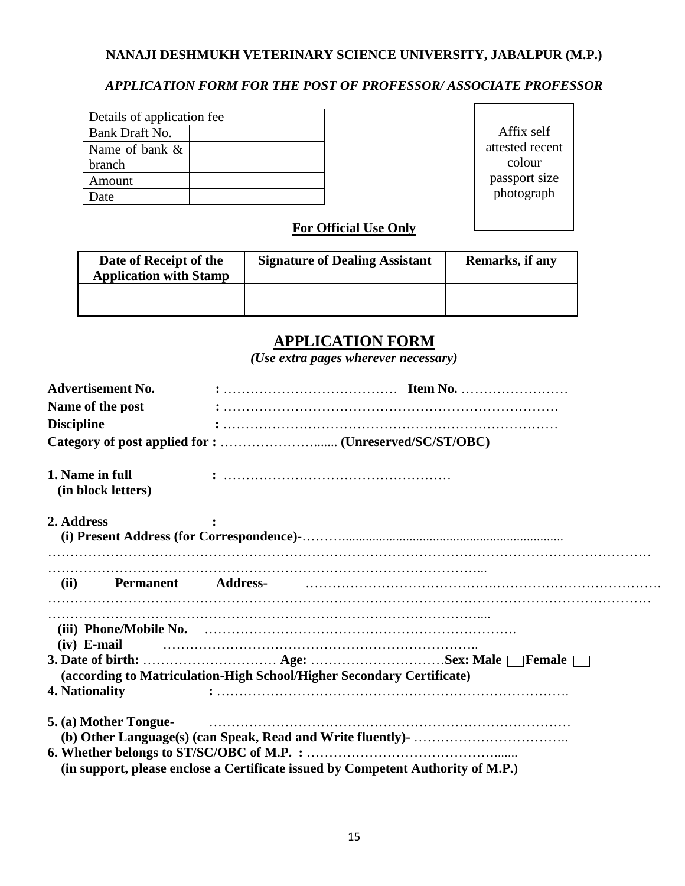**NANAJI DESHMUKH VETERINARY SCIENCE UNIVERSITY, JABALPUR (M.P.)**

***APPLICATION FORM FOR THE POST OF PROFESSOR/ ASSOCIATE PROFESSOR***

| Details of application fee | |
|---|---|
| Bank Draft No. | |
| Name of bank & branch | |
| Amount | |
| Date | |

Affix self attested recent colour passport size photograph

**For Official Use Only**

| Date of Receipt of the Application with Stamp | Signature of Dealing Assistant | Remarks, if any |
|---|---|---|
| | | |

## APPLICATION FORM

*(Use extra pages wherever necessary)*

**Advertisement No.** : ………………………………… **Item No.** ……………………

**Name of the post** : ………………………………………………………………

**Discipline** : ………………………………………………………………

**Category of post applied for :** …………………...... **(Unreserved/SC/ST/OBC)**

**1. Name in full** : ……………………………………………
**(in block letters)**

**2. Address :**

**(i) Present Address (for Correspondence)**-………...............................................................

……………………………………………………………………………………………………………

……………………………………………………………………………………....

**(ii) Permanent Address-** …………………………………….………………………………

……………………………………………………………………………………………………………

…………………………………………………………………………………....

**(iii) Phone/Mobile No.** ……………………………………………………………

**(iv) E-mail** ……………………………………………………………..

**3. Date of birth:** ………………………… **Age:** …………………………**Sex: Male** ☐ **Female** ☐
**(according to Matriculation-High School/Higher Secondary Certificate)**

**4. Nationality** : ……………………………………………………………………

**5. (a) Mother Tongue-** ……………………………………………………………………

**(b) Other Language(s) (can Speak, Read and Write fluently)-** ……………………………..

**6. Whether belongs to ST/SC/OBC of M.P. :** ……………………………………......
**(in support, please enclose a Certificate issued by Competent Authority of M.P.)**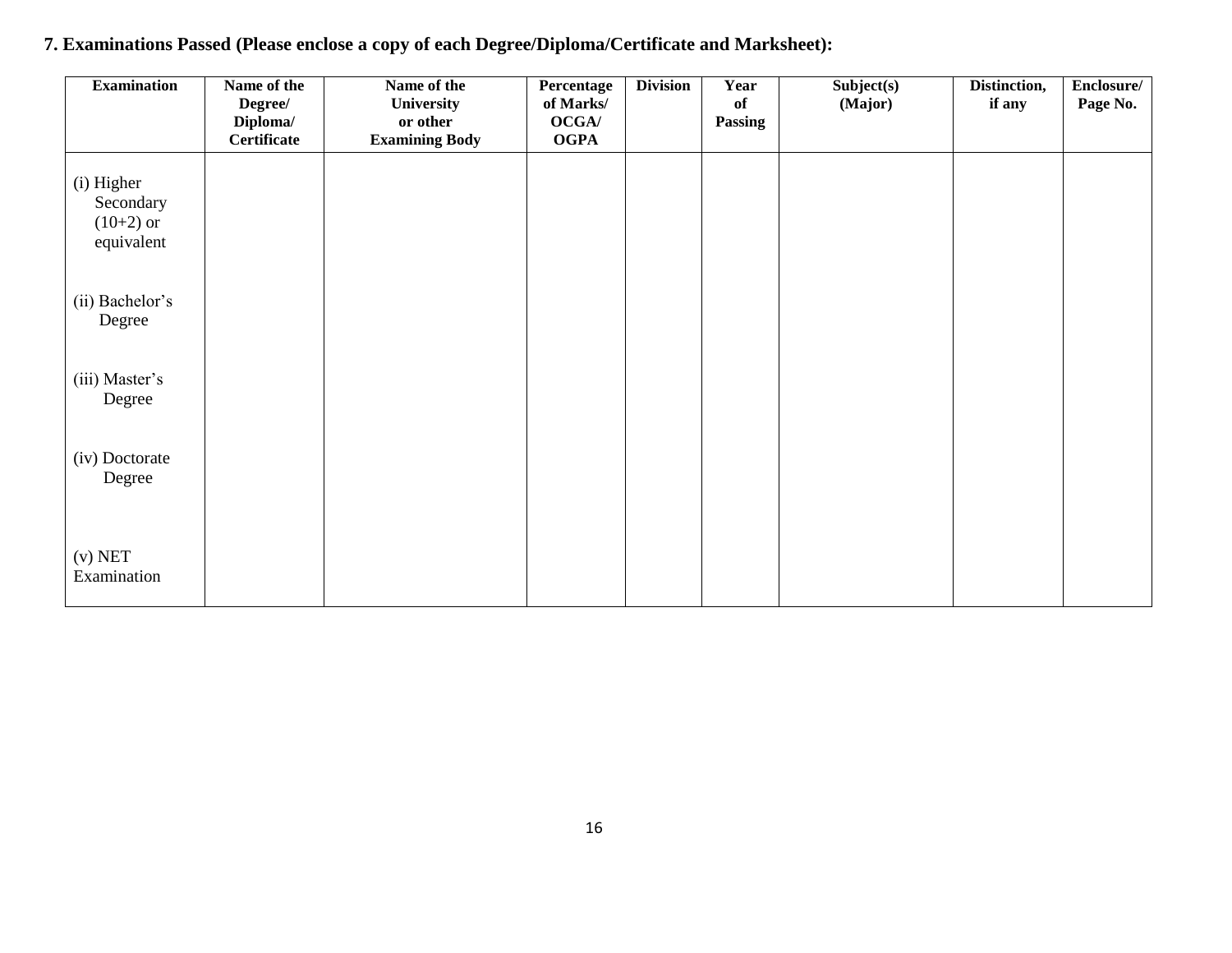**7. Examinations Passed (Please enclose a copy of each Degree/Diploma/Certificate and Marksheet):**

| Examination | Name of the Degree/ Diploma/ Certificate | Name of the University or other Examining Body | Percentage of Marks/ OCGA/ OGPA | Division | Year of Passing | Subject(s) (Major) | Distinction, if any | Enclosure/ Page No. |
|---|---|---|---|---|---|---|---|---|
| (i) Higher Secondary (10+2) or equivalent | | | | | | | | |
| (ii) Bachelor's Degree | | | | | | | | |
| (iii) Master's Degree | | | | | | | | |
| (iv) Doctorate Degree | | | | | | | | |
| (v) NET Examination | | | | | | | | |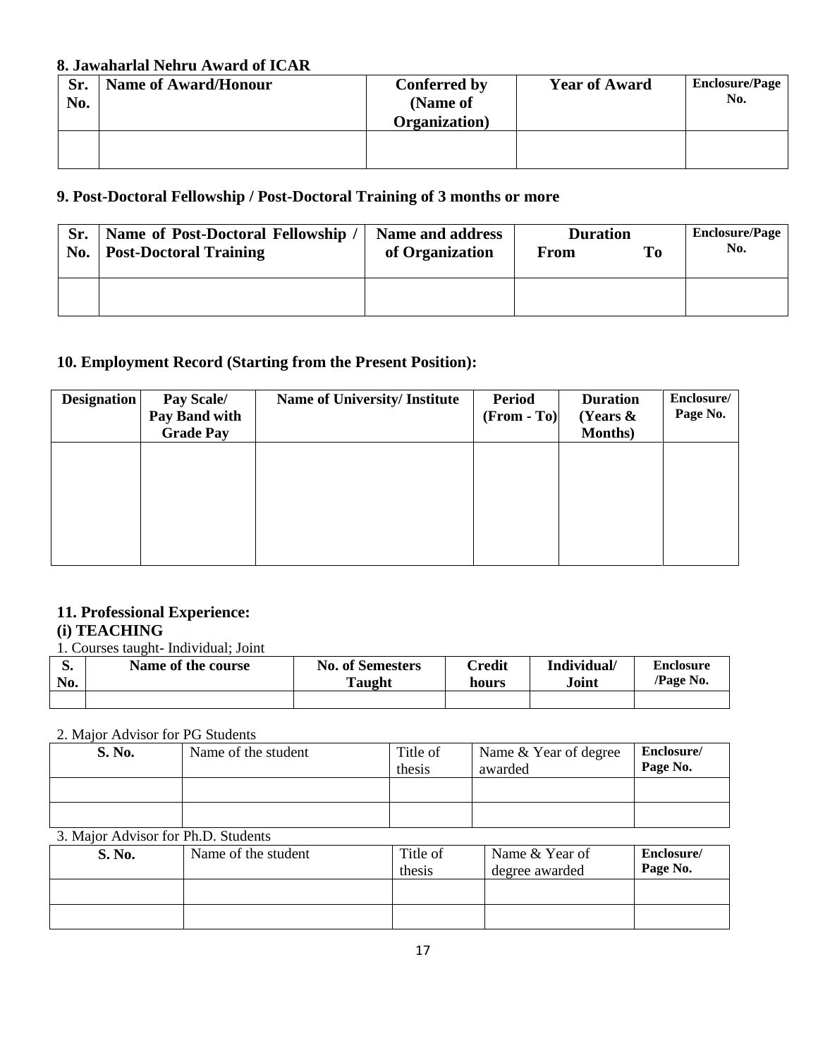### 8. Jawaharlal Nehru Award of ICAR

| Sr. No. | Name of Award/Honour | Conferred by (Name of Organization) | Year of Award | Enclosure/Page No. |
|---|---|---|---|---|
| | | | | |

### 9. Post-Doctoral Fellowship / Post-Doctoral Training of 3 months or more

| Sr. No. | Name of Post-Doctoral Fellowship / Post-Doctoral Training | Name and address of Organization | Duration From To | Enclosure/Page No. |
|---|---|---|---|---|
| | | | | |

### 10. Employment Record (Starting from the Present Position):

| Designation | Pay Scale/ Pay Band with Grade Pay | Name of University/ Institute | Period (From - To) | Duration (Years & Months) | Enclosure/ Page No. |
|---|---|---|---|---|---|
| | | | | | |

### 11. Professional Experience:

#### (i) TEACHING

1. Courses taught- Individual; Joint

| S. No. | Name of the course | No. of Semesters Taught | Credit hours | Individual/ Joint | Enclosure /Page No. |
|---|---|---|---|---|---|
| | | | | | |

2. Major Advisor for PG Students

| S. No. | Name of the student | Title of thesis | Name & Year of degree awarded | Enclosure/ Page No. |
|---|---|---|---|---|
| | | | | |
| | | | | |

3. Major Advisor for Ph.D. Students

| S. No. | Name of the student | Title of thesis | Name & Year of degree awarded | Enclosure/ Page No. |
|---|---|---|---|---|
| | | | | |
| | | | | |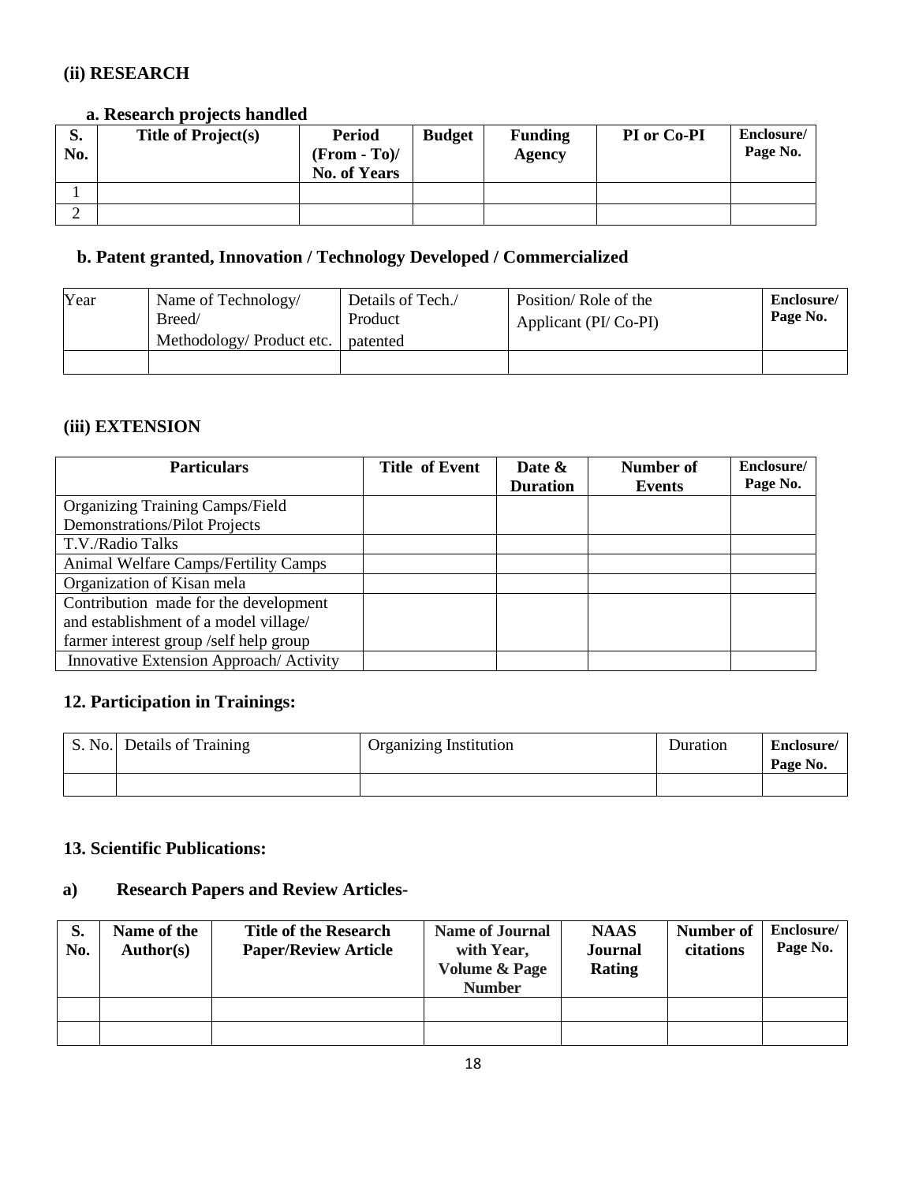### (ii) RESEARCH

#### a. Research projects handled

| S. No. | Title of Project(s) | Period (From - To)/ No. of Years | Budget | Funding Agency | PI or Co-PI | Enclosure/ Page No. |
|---|---|---|---|---|---|---|
| 1 | | | | | | |
| 2 | | | | | | |

#### b. Patent granted, Innovation / Technology Developed / Commercialized

| Year | Name of Technology/ Breed/ Methodology/ Product etc. | Details of Tech./ Product patented | Position/ Role of the Applicant (PI/ Co-PI) | Enclosure/ Page No. |
|---|---|---|---|---|
| | | | | |

### (iii) EXTENSION

| Particulars | Title of Event | Date & Duration | Number of Events | Enclosure/ Page No. |
|---|---|---|---|---|
| Organizing Training Camps/Field Demonstrations/Pilot Projects | | | | |
| T.V./Radio Talks | | | | |
| Animal Welfare Camps/Fertility Camps | | | | |
| Organization of Kisan mela | | | | |
| Contribution made for the development and establishment of a model village/ farmer interest group /self help group | | | | |
| Innovative Extension Approach/ Activity | | | | |

### 12. Participation in Trainings:

| S. No. | Details of Training | Organizing Institution | Duration | Enclosure/ Page No. |
|---|---|---|---|---|
| | | | | |

### 13. Scientific Publications:

#### a) Research Papers and Review Articles-

| S. No. | Name of the Author(s) | Title of the Research Paper/Review Article | Name of Journal with Year, Volume & Page Number | NAAS Journal Rating | Number of citations | Enclosure/ Page No. |
|---|---|---|---|---|---|---|
| | | | | | | |
| | | | | | | |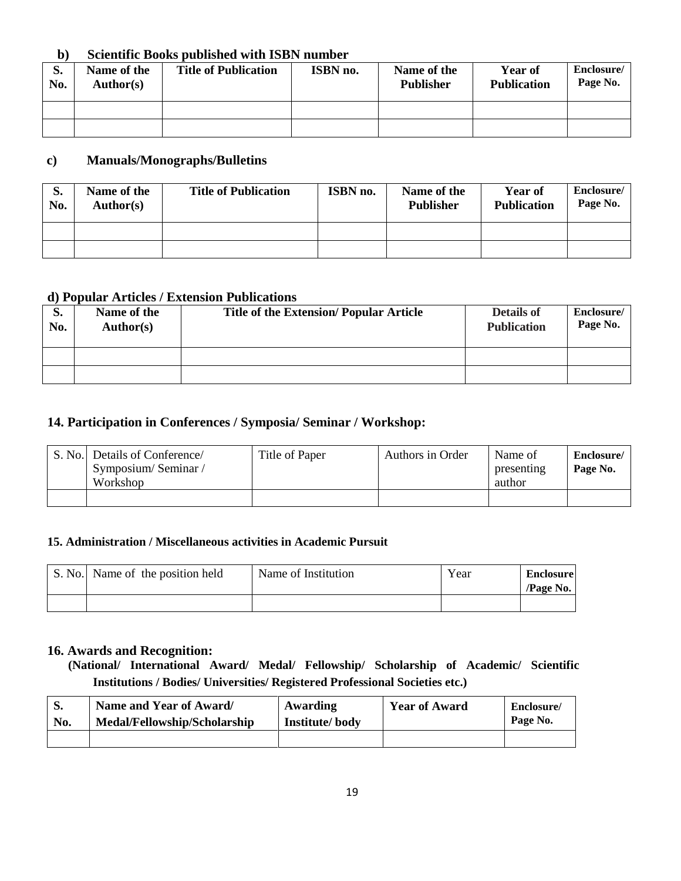**b) Scientific Books published with ISBN number**

| S. No. | Name of the Author(s) | Title of Publication | ISBN no. | Name of the Publisher | Year of Publication | Enclosure/ Page No. |
|---|---|---|---|---|---|---|
| | | | | | | |
| | | | | | | |

**c) Manuals/Monographs/Bulletins**

| S. No. | Name of the Author(s) | Title of Publication | ISBN no. | Name of the Publisher | Year of Publication | Enclosure/ Page No. |
|---|---|---|---|---|---|---|
| | | | | | | |
| | | | | | | |

**d) Popular Articles / Extension Publications**

| S. No. | Name of the Author(s) | Title of the Extension/ Popular Article | Details of Publication | Enclosure/ Page No. |
|---|---|---|---|---|
| | | | | |
| | | | | |

## 14. Participation in Conferences / Symposia/ Seminar / Workshop:

| S. No. | Details of Conference/ Symposium/ Seminar / Workshop | Title of Paper | Authors in Order | Name of presenting author | Enclosure/ Page No. |
|---|---|---|---|---|---|
| | | | | | |

**15. Administration / Miscellaneous activities in Academic Pursuit**

| S. No. | Name of the position held | Name of Institution | Year | Enclosure /Page No. |
|---|---|---|---|---|
| | | | | |

## 16. Awards and Recognition:

**(National/ International Award/ Medal/ Fellowship/ Scholarship of Academic/ Scientific Institutions / Bodies/ Universities/ Registered Professional Societies etc.)**

| S. No. | Name and Year of Award/ Medal/Fellowship/Scholarship | Awarding Institute/ body | Year of Award | Enclosure/ Page No. |
|---|---|---|---|---|
| | | | | |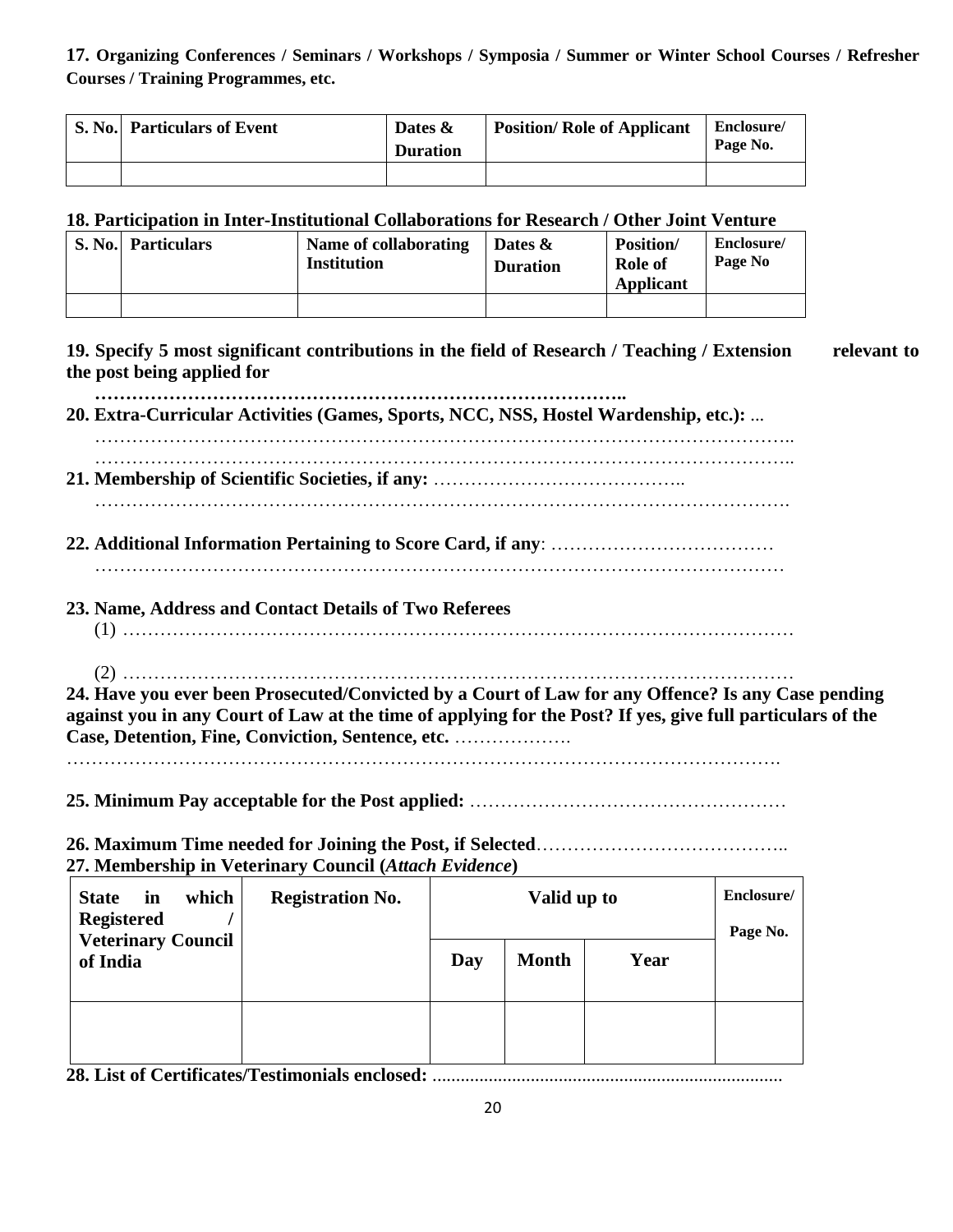**17. Organizing Conferences / Seminars / Workshops / Symposia / Summer or Winter School Courses / Refresher Courses / Training Programmes, etc.**

| S. No. | Particulars of Event | Dates & Duration | Position/ Role of Applicant | Enclosure/ Page No. |
|---|---|---|---|---|
| | | | | |

**18. Participation in Inter-Institutional Collaborations for Research / Other Joint Venture**

| S. No. | Particulars | Name of collaborating Institution | Dates & Duration | Position/ Role of Applicant | Enclosure/ Page No |
|---|---|---|---|---|---|
| | | | | | |

**19. Specify 5 most significant contributions in the field of Research / Teaching / Extension relevant to the post being applied for**

**………………………………………………………………………..**

**20. Extra-Curricular Activities (Games, Sports, NCC, NSS, Hostel Wardenship, etc.):** ...

…………………………………………………………………………………………………..

…………………………………………………………………………………………………..

**21. Membership of Scientific Societies, if any:** …………………………………..

………………………………………………………………………………………………….

**22. Additional Information Pertaining to Score Card, if any**: ………………………………

…………………………………………………………………………………………………

**23. Name, Address and Contact Details of Two Referees**

(1) ………………………………………………………………………………………………

(2) ………………………………………………………………………………………………

**24. Have you ever been Prosecuted/Convicted by a Court of Law for any Offence? Is any Case pending against you in any Court of Law at the time of applying for the Post? If yes, give full particulars of the Case, Detention, Fine, Conviction, Sentence, etc.** ……………….

………………………………………………………………………………………………….

**25. Minimum Pay acceptable for the Post applied:** ……………………………………………

**26. Maximum Time needed for Joining the Post, if Selected**…………………………………..

**27. Membership in Veterinary Council (*Attach Evidence*)**

| State in which Registered / Veterinary Council of India | Registration No. | Valid up to | | | Enclosure/ Page No. |
|---|---|---|---|---|---|
| | | Day | Month | Year | |
| | | | | | |

**28. List of Certificates/Testimonials enclosed:** ..........................................................................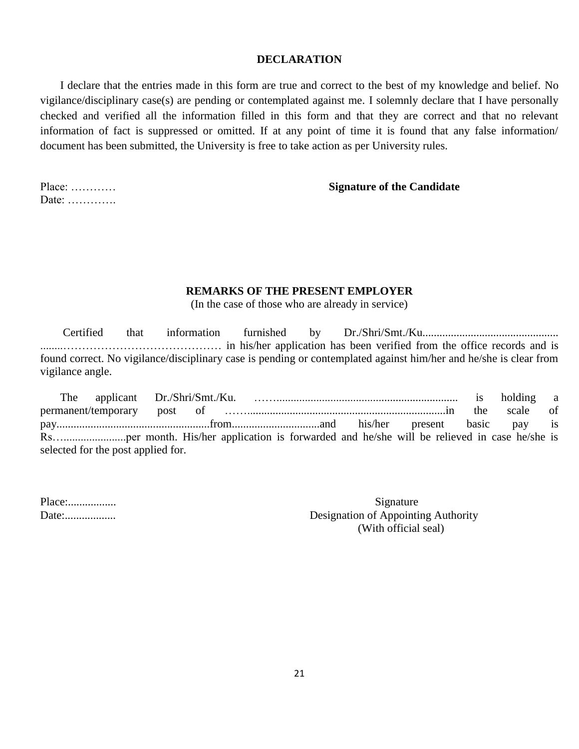## DECLARATION

I declare that the entries made in this form are true and correct to the best of my knowledge and belief. No vigilance/disciplinary case(s) are pending or contemplated against me. I solemnly declare that I have personally checked and verified all the information filled in this form and that they are correct and that no relevant information of fact is suppressed or omitted. If at any point of time it is found that any false information/ document has been submitted, the University is free to take action as per University rules.

Place: …………

Date: ………….

**Signature of the Candidate**

## REMARKS OF THE PRESENT EMPLOYER

(In the case of those who are already in service)

Certified that information furnished by Dr./Shri/Smt./Ku................................................ ........…………………………………… in his/her application has been verified from the office records and is found correct. No vigilance/disciplinary case is pending or contemplated against him/her and he/she is clear from vigilance angle.

The applicant Dr./Shri/Smt./Ku. ……............................................................... is holding a permanent/temporary post of ……......................................................................in the scale of pay......................................................from..............................and his/her present basic pay is Rs….......................per month. His/her application is forwarded and he/she will be relieved in case he/she is selected for the post applied for.

Place:.................

Date:..................

Signature

Designation of Appointing Authority

(With official seal)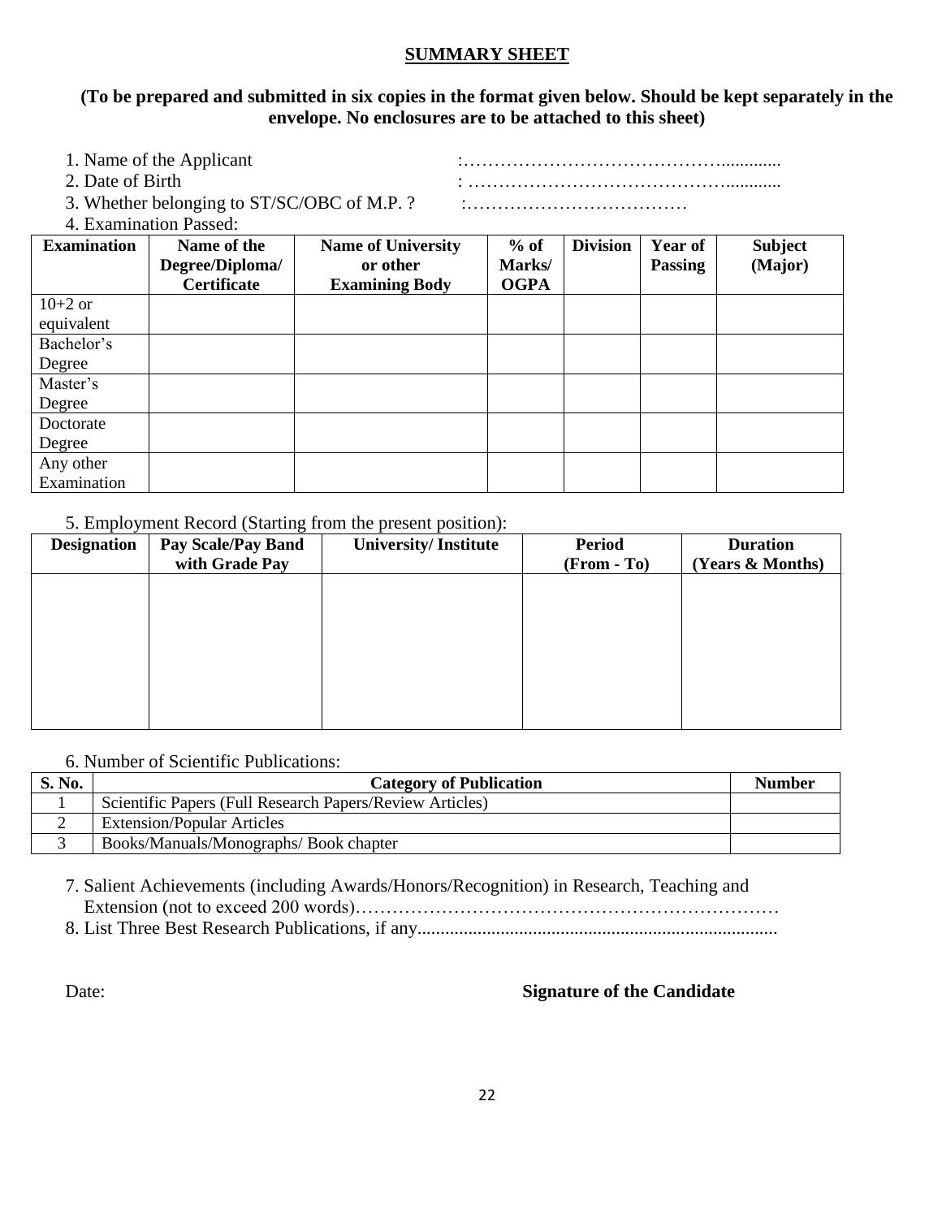## SUMMARY SHEET

**(To be prepared and submitted in six copies in the format given below. Should be kept separately in the envelope. No enclosures are to be attached to this sheet)**

1. Name of the Applicant :……………………………………..............
2. Date of Birth : ……………………………………….............
3. Whether belonging to ST/SC/OBC of M.P. ? :………………………………
4. Examination Passed:

| Examination | Name of the Degree/Diploma/ Certificate | Name of University or other Examining Body | % of Marks/ OGPA | Division | Year of Passing | Subject (Major) |
|---|---|---|---|---|---|---|
| 10+2 or equivalent | | | | | | |
| Bachelor's Degree | | | | | | |
| Master's Degree | | | | | | |
| Doctorate Degree | | | | | | |
| Any other Examination | | | | | | |

5. Employment Record (Starting from the present position):

| Designation | Pay Scale/Pay Band with Grade Pay | University/ Institute | Period (From - To) | Duration (Years & Months) |
|---|---|---|---|---|
| | | | | |

6. Number of Scientific Publications:

| S. No. | Category of Publication | Number |
|---|---|---|
| 1 | Scientific Papers (Full Research Papers/Review Articles) | |
| 2 | Extension/Popular Articles | |
| 3 | Books/Manuals/Monographs/ Book chapter | |

7. Salient Achievements (including Awards/Honors/Recognition) in Research, Teaching and Extension (not to exceed 200 words)……………………………………………………………
8. List Three Best Research Publications, if any.............................................................................

Date: **Signature of the Candidate**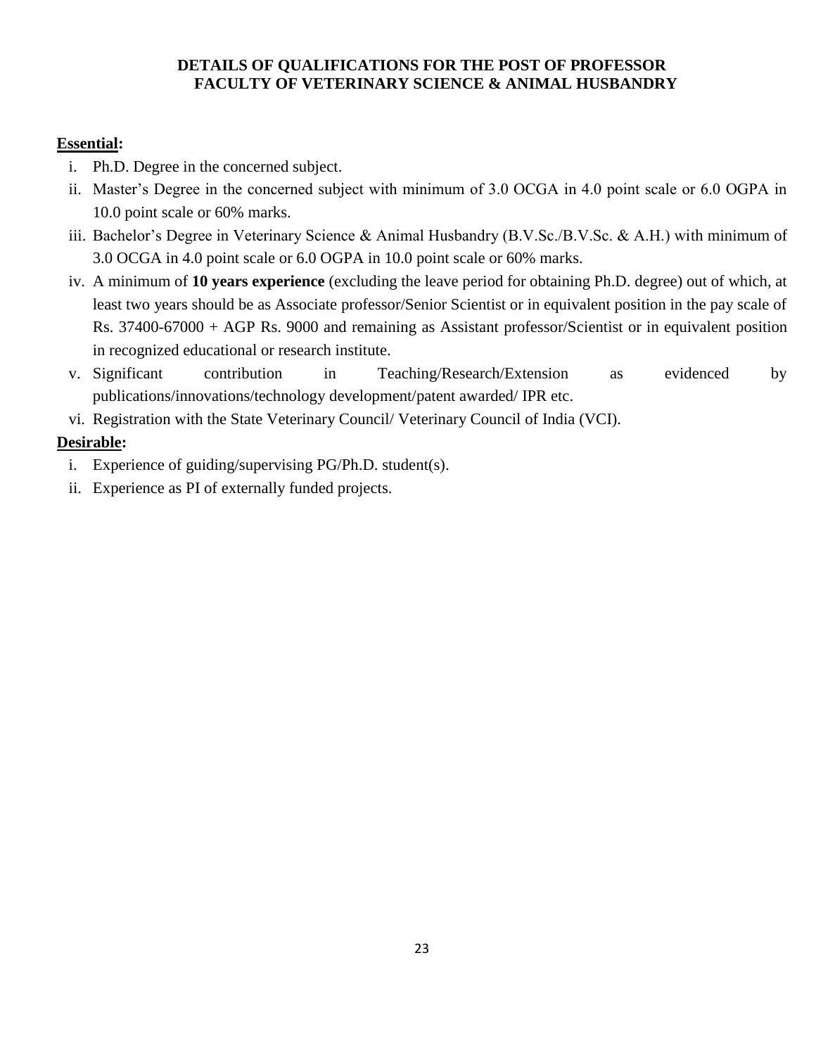**DETAILS OF QUALIFICATIONS FOR THE POST OF PROFESSOR**
**FACULTY OF VETERINARY SCIENCE & ANIMAL HUSBANDRY**

**Essential:**

i. Ph.D. Degree in the concerned subject.
ii. Master's Degree in the concerned subject with minimum of 3.0 OCGA in 4.0 point scale or 6.0 OGPA in 10.0 point scale or 60% marks.
iii. Bachelor's Degree in Veterinary Science & Animal Husbandry (B.V.Sc./B.V.Sc. & A.H.) with minimum of 3.0 OCGA in 4.0 point scale or 6.0 OGPA in 10.0 point scale or 60% marks.
iv. A minimum of **10 years experience** (excluding the leave period for obtaining Ph.D. degree) out of which, at least two years should be as Associate professor/Senior Scientist or in equivalent position in the pay scale of Rs. 37400-67000 + AGP Rs. 9000 and remaining as Assistant professor/Scientist or in equivalent position in recognized educational or research institute.
v. Significant contribution in Teaching/Research/Extension as evidenced by publications/innovations/technology development/patent awarded/ IPR etc.
vi. Registration with the State Veterinary Council/ Veterinary Council of India (VCI).

**Desirable:**

i. Experience of guiding/supervising PG/Ph.D. student(s).
ii. Experience as PI of externally funded projects.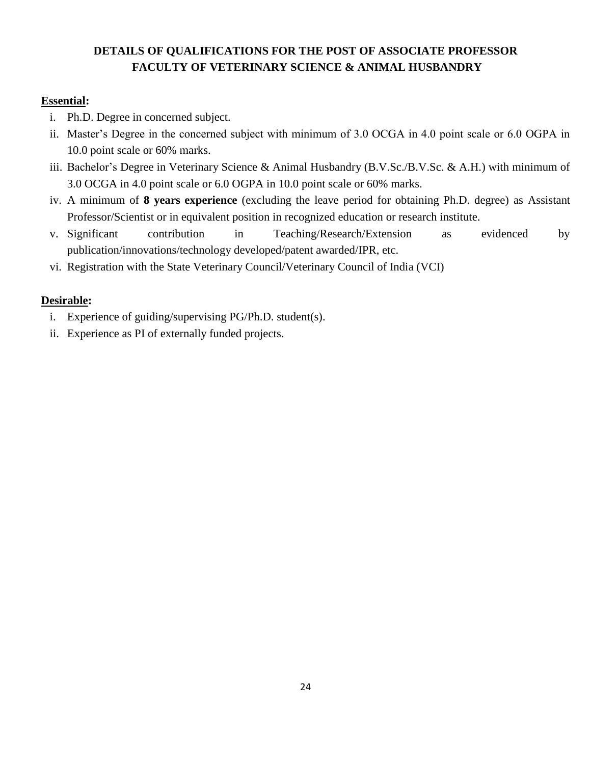## DETAILS OF QUALIFICATIONS FOR THE POST OF ASSOCIATE PROFESSOR FACULTY OF VETERINARY SCIENCE & ANIMAL HUSBANDRY

**Essential:**

i. Ph.D. Degree in concerned subject.
ii. Master's Degree in the concerned subject with minimum of 3.0 OCGA in 4.0 point scale or 6.0 OGPA in 10.0 point scale or 60% marks.
iii. Bachelor's Degree in Veterinary Science & Animal Husbandry (B.V.Sc./B.V.Sc. & A.H.) with minimum of 3.0 OCGA in 4.0 point scale or 6.0 OGPA in 10.0 point scale or 60% marks.
iv. A minimum of **8 years experience** (excluding the leave period for obtaining Ph.D. degree) as Assistant Professor/Scientist or in equivalent position in recognized education or research institute.
v. Significant contribution in Teaching/Research/Extension as evidenced by publication/innovations/technology developed/patent awarded/IPR, etc.
vi. Registration with the State Veterinary Council/Veterinary Council of India (VCI)

**Desirable:**

i. Experience of guiding/supervising PG/Ph.D. student(s).
ii. Experience as PI of externally funded projects.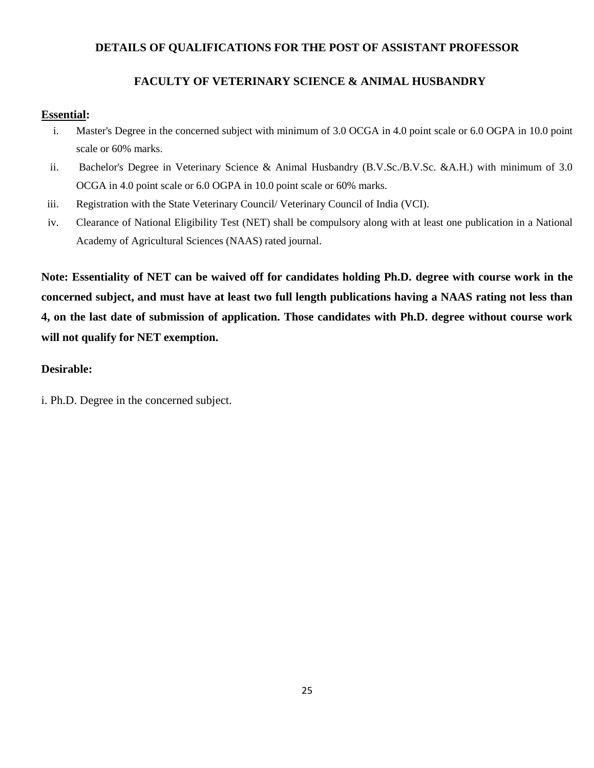## DETAILS OF QUALIFICATIONS FOR THE POST OF ASSISTANT PROFESSOR

## FACULTY OF VETERINARY SCIENCE & ANIMAL HUSBANDRY

**Essential:**

i. Master's Degree in the concerned subject with minimum of 3.0 OCGA in 4.0 point scale or 6.0 OGPA in 10.0 point scale or 60% marks.

ii. Bachelor's Degree in Veterinary Science & Animal Husbandry (B.V.Sc./B.V.Sc. &A.H.) with minimum of 3.0 OCGA in 4.0 point scale or 6.0 OGPA in 10.0 point scale or 60% marks.

iii. Registration with the State Veterinary Council/ Veterinary Council of India (VCI).

iv. Clearance of National Eligibility Test (NET) shall be compulsory along with at least one publication in a National Academy of Agricultural Sciences (NAAS) rated journal.

**Note: Essentiality of NET can be waived off for candidates holding Ph.D. degree with course work in the concerned subject, and must have at least two full length publications having a NAAS rating not less than 4, on the last date of submission of application. Those candidates with Ph.D. degree without course work will not qualify for NET exemption.**

**Desirable:**

i. Ph.D. Degree in the concerned subject.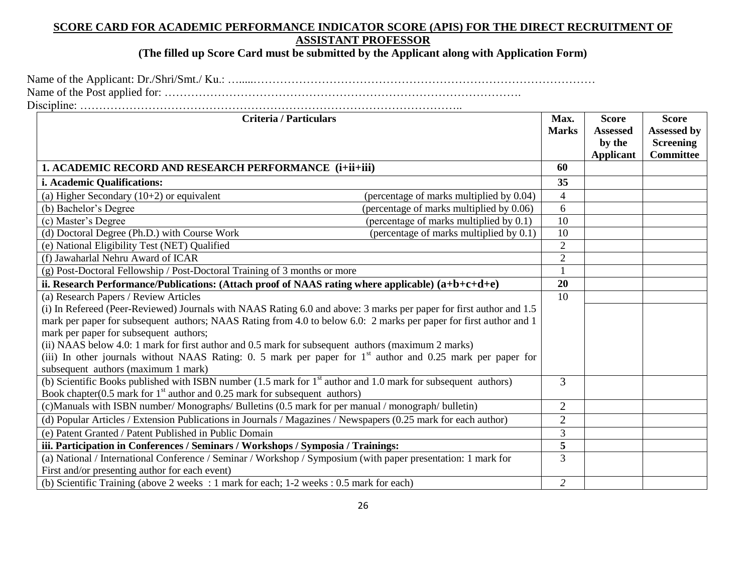**SCORE CARD FOR ACADEMIC PERFORMANCE INDICATOR SCORE (APIS) FOR THE DIRECT RECRUITMENT OF ASSISTANT PROFESSOR**

**(The filled up Score Card must be submitted by the Applicant along with Application Form)**

Name of the Applicant: Dr./Shri/Smt./ Ku.: ……………………………………………………………………………………

Name of the Post applied for: ……………………………………………………………………………….

Discipline: ………………………………………………………………………………………..

| Criteria / Particulars | Max. Marks | Score Assessed by the Applicant | Score Assessed by Screening Committee |
|---|---|---|---|
| **1. ACADEMIC RECORD AND RESEARCH PERFORMANCE (i+ii+iii)** | **60** | | |
| **i. Academic Qualifications:** | **35** | | |
| (a) Higher Secondary (10+2) or equivalent (percentage of marks multiplied by 0.04) | 4 | | |
| (b) Bachelor's Degree (percentage of marks multiplied by 0.06) | 6 | | |
| (c) Master's Degree (percentage of marks multiplied by 0.1) | 10 | | |
| (d) Doctoral Degree (Ph.D.) with Course Work (percentage of marks multiplied by 0.1) | 10 | | |
| (e) National Eligibility Test (NET) Qualified | 2 | | |
| (f) Jawaharlal Nehru Award of ICAR | 2 | | |
| (g) Post-Doctoral Fellowship / Post-Doctoral Training of 3 months or more | 1 | | |
| **ii. Research Performance/Publications: (Attach proof of NAAS rating where applicable) (a+b+c+d+e)** | **20** | | |
| (a) Research Papers / Review Articles<br>(i) In Refereed (Peer-Reviewed) Journals with NAAS Rating 6.0 and above: 3 marks per paper for first author and 1.5 mark per paper for subsequent authors; NAAS Rating from 4.0 to below 6.0: 2 marks per paper for first author and 1 mark per paper for subsequent authors;<br>(ii) NAAS below 4.0: 1 mark for first author and 0.5 mark for subsequent authors (maximum 2 marks)<br>(iii) In other journals without NAAS Rating: 0. 5 mark per paper for 1st author and 0.25 mark per paper for subsequent authors (maximum 1 mark) | 10 | | |
| (b) Scientific Books published with ISBN number (1.5 mark for 1st author and 1.0 mark for subsequent authors)<br>Book chapter(0.5 mark for 1st author and 0.25 mark for subsequent authors) | 3 | | |
| (c)Manuals with ISBN number/ Monographs/ Bulletins (0.5 mark for per manual / monograph/ bulletin) | 2 | | |
| (d) Popular Articles / Extension Publications in Journals / Magazines / Newspapers (0.25 mark for each author) | 2 | | |
| (e) Patent Granted / Patent Published in Public Domain | 3 | | |
| **iii. Participation in Conferences / Seminars / Workshops / Symposia / Trainings:** | **5** | | |
| (a) National / International Conference / Seminar / Workshop / Symposium (with paper presentation: 1 mark for First and/or presenting author for each event) | 3 | | |
| (b) Scientific Training (above 2 weeks : 1 mark for each; 1-2 weeks : 0.5 mark for each) | *2* | | |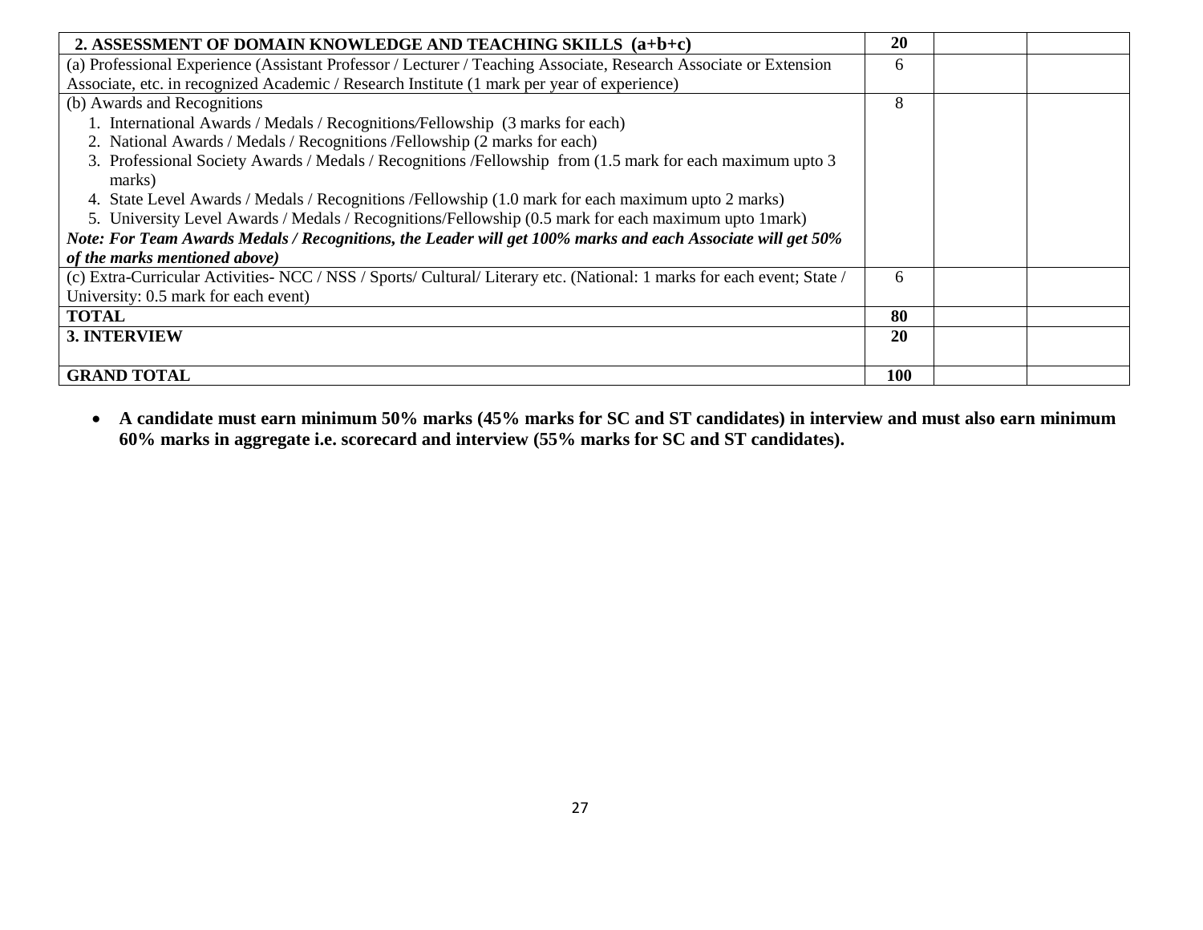| 2. ASSESSMENT OF DOMAIN KNOWLEDGE AND TEACHING SKILLS (a+b+c) | 20 | | |
|---|---|---|---|
| (a) Professional Experience (Assistant Professor / Lecturer / Teaching Associate, Research Associate or Extension Associate, etc. in recognized Academic / Research Institute (1 mark per year of experience) | 6 | | |
| (b) Awards and Recognitions<br>1. International Awards / Medals / Recognitions/Fellowship (3 marks for each)<br>2. National Awards / Medals / Recognitions /Fellowship (2 marks for each)<br>3. Professional Society Awards / Medals / Recognitions /Fellowship from (1.5 mark for each maximum upto 3 marks)<br>4. State Level Awards / Medals / Recognitions /Fellowship (1.0 mark for each maximum upto 2 marks)<br>5. University Level Awards / Medals / Recognitions/Fellowship (0.5 mark for each maximum upto 1mark)<br>***Note: For Team Awards Medals / Recognitions, the Leader will get 100% marks and each Associate will get 50% of the marks mentioned above)*** | 8 | | |
| (c) Extra-Curricular Activities- NCC / NSS / Sports/ Cultural/ Literary etc. (National: 1 marks for each event; State / University: 0.5 mark for each event) | 6 | | |
| **TOTAL** | **80** | | |
| **3. INTERVIEW** | **20** | | |
| **GRAND TOTAL** | **100** | | |

- **A candidate must earn minimum 50% marks (45% marks for SC and ST candidates) in interview and must also earn minimum 60% marks in aggregate i.e. scorecard and interview (55% marks for SC and ST candidates).**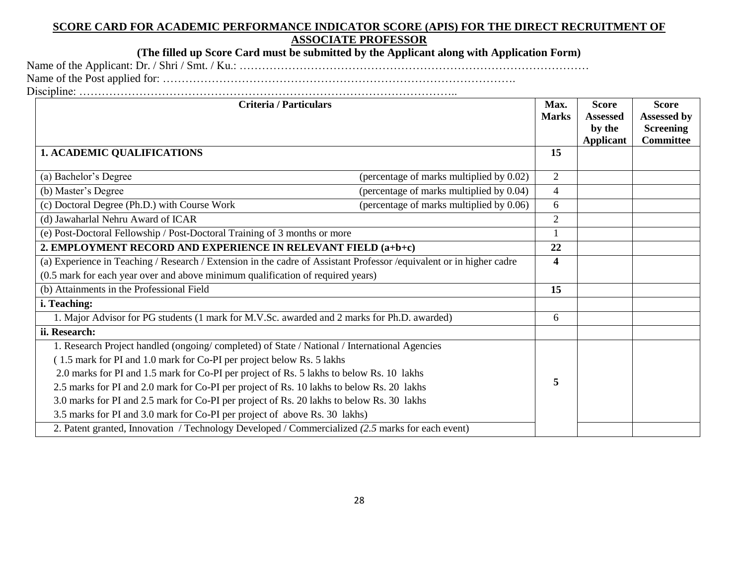## SCORE CARD FOR ACADEMIC PERFORMANCE INDICATOR SCORE (APIS) FOR THE DIRECT RECRUITMENT OF ASSOCIATE PROFESSOR

**(The filled up Score Card must be submitted by the Applicant along with Application Form)**

Name of the Applicant: Dr. / Shri / Smt. / Ku.: ………………………………………………………………………………

Name of the Post applied for: ……………………………………………………………………………….

Discipline: ………………………………………………………………………………………..

| Criteria / Particulars | | Max. Marks | Score Assessed by the Applicant | Score Assessed by Screening Committee |
|---|---|---|---|---|
| **1. ACADEMIC QUALIFICATIONS** | | **15** | | |
| (a) Bachelor's Degree | (percentage of marks multiplied by 0.02) | 2 | | |
| (b) Master's Degree | (percentage of marks multiplied by 0.04) | 4 | | |
| (c) Doctoral Degree (Ph.D.) with Course Work | (percentage of marks multiplied by 0.06) | 6 | | |
| (d) Jawaharlal Nehru Award of ICAR | | 2 | | |
| (e) Post-Doctoral Fellowship / Post-Doctoral Training of 3 months or more | | 1 | | |
| **2. EMPLOYMENT RECORD AND EXPERIENCE IN RELEVANT FIELD (a+b+c)** | | **22** | | |
| (a) Experience in Teaching / Research / Extension in the cadre of Assistant Professor /equivalent or in higher cadre (0.5 mark for each year over and above minimum qualification of required years) | | **4** | | |
| (b) Attainments in the Professional Field | | **15** | | |
| **i. Teaching:** | | | | |
| 1. Major Advisor for PG students (1 mark for M.V.Sc. awarded and 2 marks for Ph.D. awarded) | | 6 | | |
| **ii. Research:** | | | | |
| 1. Research Project handled (ongoing/ completed) of State / National / International Agencies ( 1.5 mark for PI and 1.0 mark for Co-PI per project below Rs. 5 lakhs 2.0 marks for PI and 1.5 mark for Co-PI per project of Rs. 5 lakhs to below Rs. 10 lakhs 2.5 marks for PI and 2.0 mark for Co-PI per project of Rs. 10 lakhs to below Rs. 20 lakhs 3.0 marks for PI and 2.5 mark for Co-PI per project of Rs. 20 lakhs to below Rs. 30 lakhs 3.5 marks for PI and 3.0 mark for Co-PI per project of above Rs. 30 lakhs) | | 5 | | |
| 2. Patent granted, Innovation / Technology Developed / Commercialized *(2.5* marks for each event) | | | | |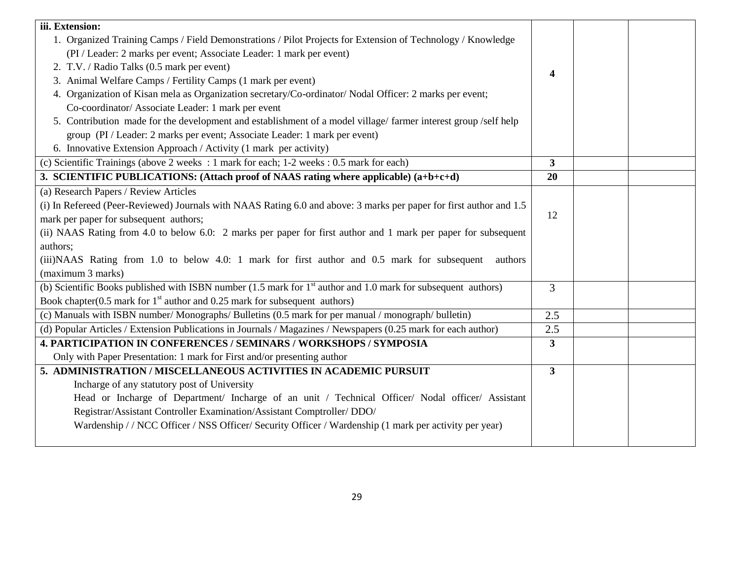| | | | |
|---|---|---|---|
| **iii. Extension:**<br>1. Organized Training Camps / Field Demonstrations / Pilot Projects for Extension of Technology / Knowledge (PI / Leader: 2 marks per event; Associate Leader: 1 mark per event)<br>2. T.V. / Radio Talks (0.5 mark per event)<br>3. Animal Welfare Camps / Fertility Camps (1 mark per event)<br>4. Organization of Kisan mela as Organization secretary/Co-ordinator/ Nodal Officer: 2 marks per event; Co-coordinator/ Associate Leader: 1 mark per event<br>5. Contribution made for the development and establishment of a model village/ farmer interest group /self help group (PI / Leader: 2 marks per event; Associate Leader: 1 mark per event)<br>6. Innovative Extension Approach / Activity (1 mark per activity) | **4** | | |
| (c) Scientific Trainings (above 2 weeks : 1 mark for each; 1-2 weeks : 0.5 mark for each) | **3** | | |
| **3. SCIENTIFIC PUBLICATIONS: (Attach proof of NAAS rating where applicable) (a+b+c+d)** | **20** | | |
| (a) Research Papers / Review Articles<br>(i) In Refereed (Peer-Reviewed) Journals with NAAS Rating 6.0 and above: 3 marks per paper for first author and 1.5 mark per paper for subsequent authors;<br>(ii) NAAS Rating from 4.0 to below 6.0: 2 marks per paper for first author and 1 mark per paper for subsequent authors;<br>(iii)NAAS Rating from 1.0 to below 4.0: 1 mark for first author and 0.5 mark for subsequent authors (maximum 3 marks) | 12 | | |
| (b) Scientific Books published with ISBN number (1.5 mark for 1st author and 1.0 mark for subsequent authors)<br>Book chapter(0.5 mark for 1st author and 0.25 mark for subsequent authors) | 3 | | |
| (c) Manuals with ISBN number/ Monographs/ Bulletins (0.5 mark for per manual / monograph/ bulletin) | 2.5 | | |
| (d) Popular Articles / Extension Publications in Journals / Magazines / Newspapers (0.25 mark for each author) | 2.5 | | |
| **4. PARTICIPATION IN CONFERENCES / SEMINARS / WORKSHOPS / SYMPOSIA**<br>Only with Paper Presentation: 1 mark for First and/or presenting author | **3** | | |
| **5. ADMINISTRATION / MISCELLANEOUS ACTIVITIES IN ACADEMIC PURSUIT**<br>Incharge of any statutory post of University<br>Head or Incharge of Department/ Incharge of an unit / Technical Officer/ Nodal officer/ Assistant Registrar/Assistant Controller Examination/Assistant Comptroller/ DDO/<br>Wardenship / / NCC Officer / NSS Officer/ Security Officer / Wardenship (1 mark per activity per year) | **3** | | |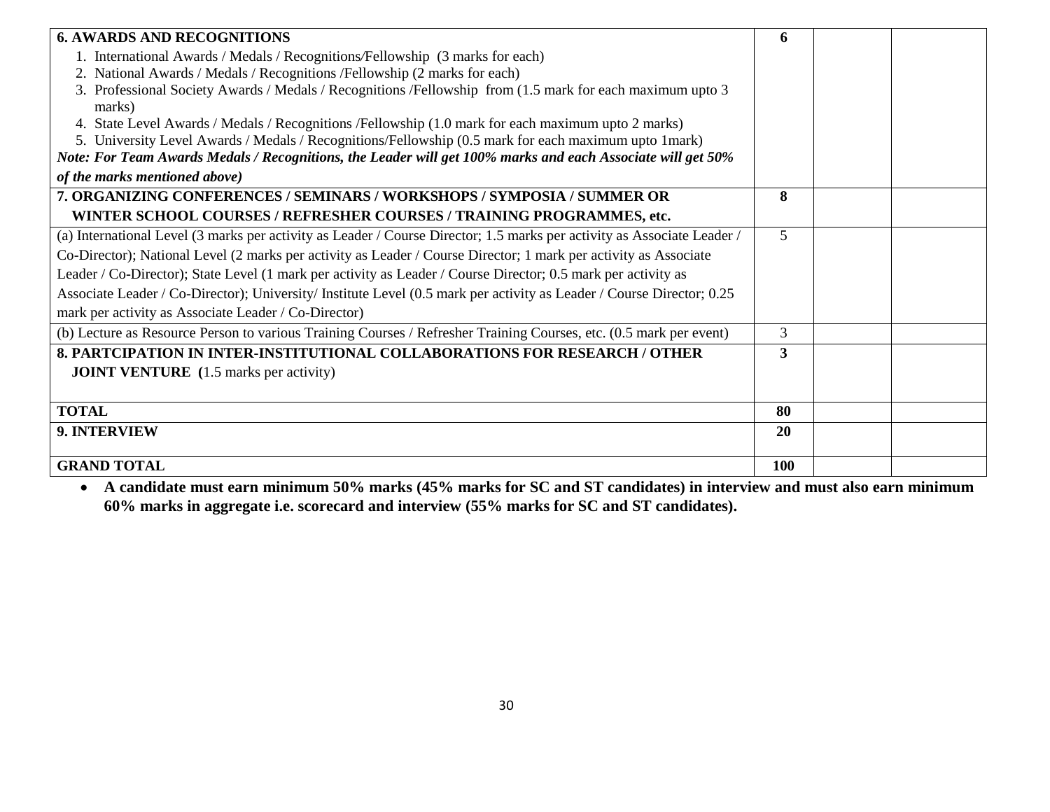| | | | |
|---|---|---|---|
| **6. AWARDS AND RECOGNITIONS**<br>1. International Awards / Medals / Recognitions/Fellowship (3 marks for each)<br>2. National Awards / Medals / Recognitions /Fellowship (2 marks for each)<br>3. Professional Society Awards / Medals / Recognitions /Fellowship from (1.5 mark for each maximum upto 3 marks)<br>4. State Level Awards / Medals / Recognitions /Fellowship (1.0 mark for each maximum upto 2 marks)<br>5. University Level Awards / Medals / Recognitions/Fellowship (0.5 mark for each maximum upto 1mark)<br>***Note: For Team Awards Medals / Recognitions, the Leader will get 100% marks and each Associate will get 50% of the marks mentioned above)*** | **6** | | |
| **7. ORGANIZING CONFERENCES / SEMINARS / WORKSHOPS / SYMPOSIA / SUMMER OR WINTER SCHOOL COURSES / REFRESHER COURSES / TRAINING PROGRAMMES, etc.** | **8** | | |
| (a) International Level (3 marks per activity as Leader / Course Director; 1.5 marks per activity as Associate Leader / Co-Director); National Level (2 marks per activity as Leader / Course Director; 1 mark per activity as Associate Leader / Co-Director); State Level (1 mark per activity as Leader / Course Director; 0.5 mark per activity as Associate Leader / Co-Director); University/ Institute Level (0.5 mark per activity as Leader / Course Director; 0.25 mark per activity as Associate Leader / Co-Director) | 5 | | |
| (b) Lecture as Resource Person to various Training Courses / Refresher Training Courses, etc. (0.5 mark per event) | 3 | | |
| **8. PARTCIPATION IN INTER-INSTITUTIONAL COLLABORATIONS FOR RESEARCH / OTHER JOINT VENTURE (**1.5 marks per activity) | **3** | | |
| **TOTAL** | **80** | | |
| **9. INTERVIEW** | **20** | | |
| **GRAND TOTAL** | **100** | | |

- **A candidate must earn minimum 50% marks (45% marks for SC and ST candidates) in interview and must also earn minimum 60% marks in aggregate i.e. scorecard and interview (55% marks for SC and ST candidates).**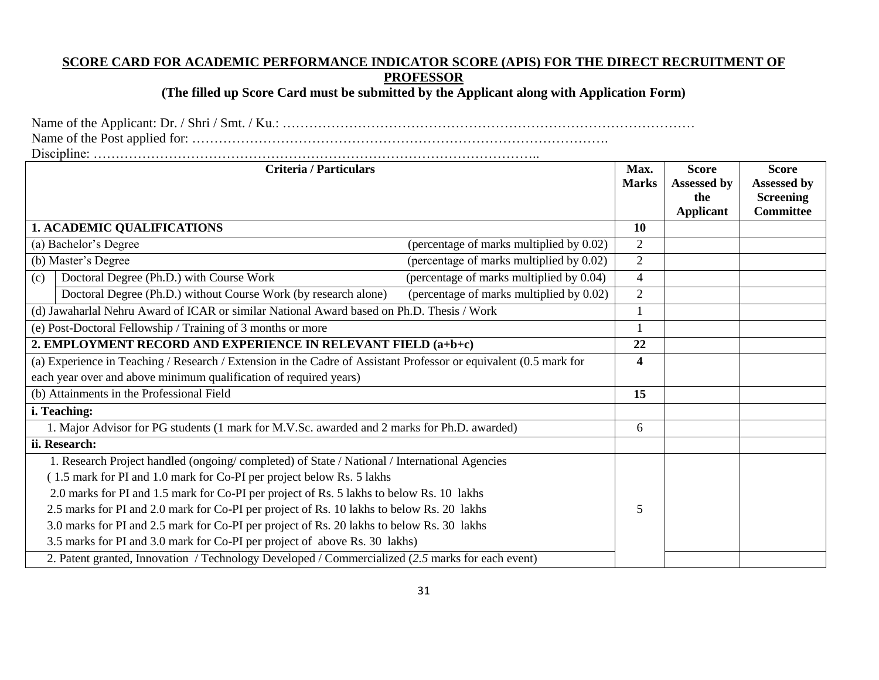**SCORE CARD FOR ACADEMIC PERFORMANCE INDICATOR SCORE (APIS) FOR THE DIRECT RECRUITMENT OF PROFESSOR**

**(The filled up Score Card must be submitted by the Applicant along with Application Form)**

Name of the Applicant: Dr. / Shri / Smt. / Ku.: ………………………………………………………………………………

Name of the Post applied for: ……………………………………………………………………………….

Discipline: ………………………………………………………………………………………..

| Criteria / Particulars | Max. Marks | Score Assessed by the Applicant | Score Assessed by Screening Committee |
|---|---|---|---|
| **1. ACADEMIC QUALIFICATIONS** | **10** | | |
| (a) Bachelor's Degree (percentage of marks multiplied by 0.02) | 2 | | |
| (b) Master's Degree (percentage of marks multiplied by 0.02) | 2 | | |
| (c) Doctoral Degree (Ph.D.) with Course Work (percentage of marks multiplied by 0.04) | 4 | | |
| Doctoral Degree (Ph.D.) without Course Work (by research alone) (percentage of marks multiplied by 0.02) | 2 | | |
| (d) Jawaharlal Nehru Award of ICAR or similar National Award based on Ph.D. Thesis / Work | 1 | | |
| (e) Post-Doctoral Fellowship / Training of 3 months or more | 1 | | |
| **2. EMPLOYMENT RECORD AND EXPERIENCE IN RELEVANT FIELD (a+b+c)** | **22** | | |
| (a) Experience in Teaching / Research / Extension in the Cadre of Assistant Professor or equivalent (0.5 mark for each year over and above minimum qualification of required years) | **4** | | |
| (b) Attainments in the Professional Field | **15** | | |
| **i. Teaching:** | | | |
| 1. Major Advisor for PG students (1 mark for M.V.Sc. awarded and 2 marks for Ph.D. awarded) | 6 | | |
| **ii. Research:** | | | |
| 1. Research Project handled (ongoing/ completed) of State / National / International Agencies<br>( 1.5 mark for PI and 1.0 mark for Co-PI per project below Rs. 5 lakhs<br>2.0 marks for PI and 1.5 mark for Co-PI per project of Rs. 5 lakhs to below Rs. 10 lakhs<br>2.5 marks for PI and 2.0 mark for Co-PI per project of Rs. 10 lakhs to below Rs. 20 lakhs<br>3.0 marks for PI and 2.5 mark for Co-PI per project of Rs. 20 lakhs to below Rs. 30 lakhs<br>3.5 marks for PI and 3.0 mark for Co-PI per project of above Rs. 30 lakhs) | 5 | | |
| 2. Patent granted, Innovation / Technology Developed / Commercialized (*2.5* marks for each event) | | | |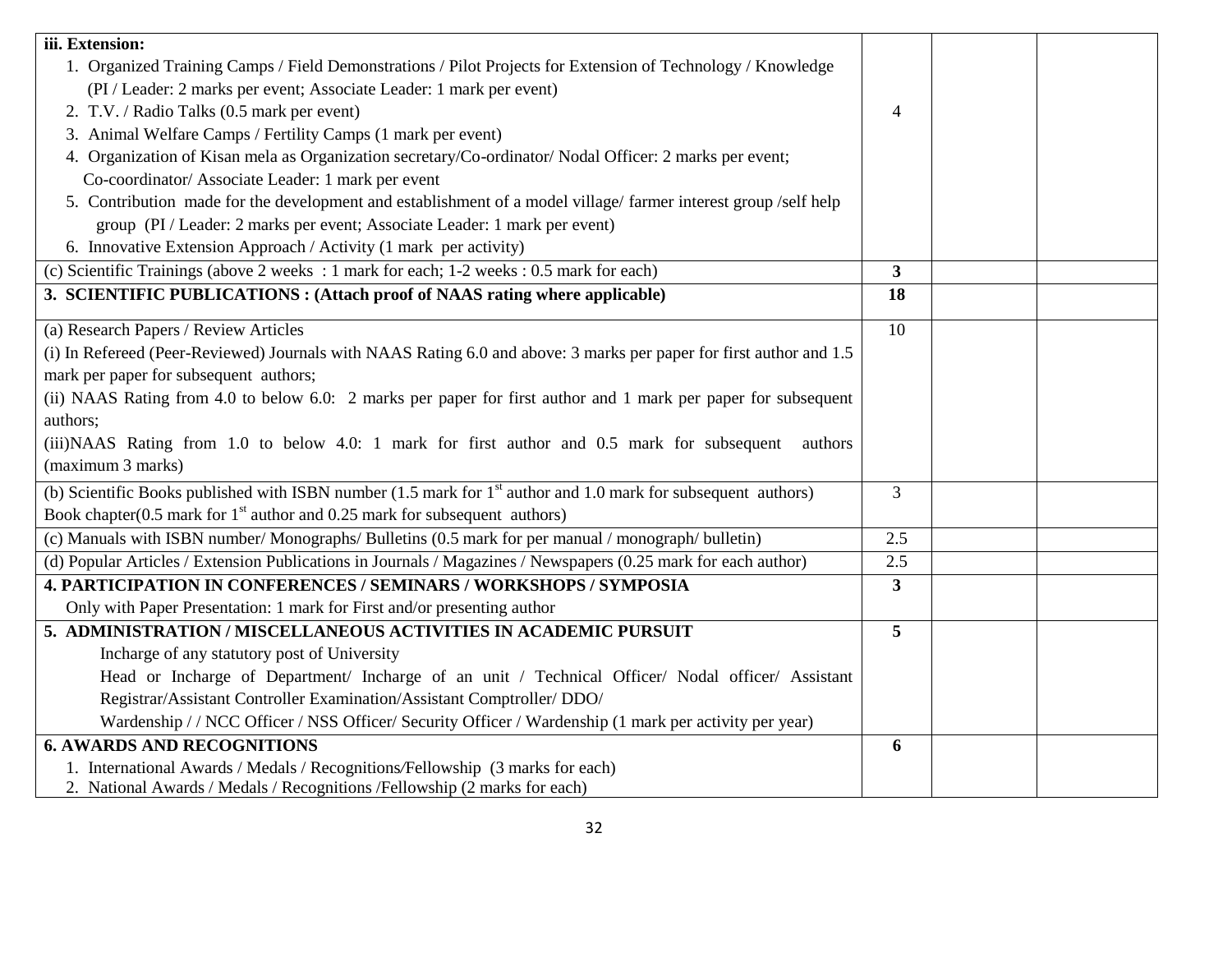| | | | |
|---|---|---|---|
| **iii. Extension:**<br>1. Organized Training Camps / Field Demonstrations / Pilot Projects for Extension of Technology / Knowledge (PI / Leader: 2 marks per event; Associate Leader: 1 mark per event)<br>2. T.V. / Radio Talks (0.5 mark per event)<br>3. Animal Welfare Camps / Fertility Camps (1 mark per event)<br>4. Organization of Kisan mela as Organization secretary/Co-ordinator/ Nodal Officer: 2 marks per event; Co-coordinator/ Associate Leader: 1 mark per event<br>5. Contribution made for the development and establishment of a model village/ farmer interest group /self help group (PI / Leader: 2 marks per event; Associate Leader: 1 mark per event)<br>6. Innovative Extension Approach / Activity (1 mark per activity) | 4 | | |
| (c) Scientific Trainings (above 2 weeks : 1 mark for each; 1-2 weeks : 0.5 mark for each) | **3** | | |
| **3. SCIENTIFIC PUBLICATIONS : (Attach proof of NAAS rating where applicable)** | **18** | | |
| (a) Research Papers / Review Articles<br>(i) In Refereed (Peer-Reviewed) Journals with NAAS Rating 6.0 and above: 3 marks per paper for first author and 1.5 mark per paper for subsequent authors;<br>(ii) NAAS Rating from 4.0 to below 6.0: 2 marks per paper for first author and 1 mark per paper for subsequent authors;<br>(iii)NAAS Rating from 1.0 to below 4.0: 1 mark for first author and 0.5 mark for subsequent authors (maximum 3 marks) | 10 | | |
| (b) Scientific Books published with ISBN number (1.5 mark for 1st author and 1.0 mark for subsequent authors)<br>Book chapter(0.5 mark for 1st author and 0.25 mark for subsequent authors) | 3 | | |
| (c) Manuals with ISBN number/ Monographs/ Bulletins (0.5 mark for per manual / monograph/ bulletin) | 2.5 | | |
| (d) Popular Articles / Extension Publications in Journals / Magazines / Newspapers (0.25 mark for each author) | 2.5 | | |
| **4. PARTICIPATION IN CONFERENCES / SEMINARS / WORKSHOPS / SYMPOSIA**<br>Only with Paper Presentation: 1 mark for First and/or presenting author | **3** | | |
| **5. ADMINISTRATION / MISCELLANEOUS ACTIVITIES IN ACADEMIC PURSUIT**<br>Incharge of any statutory post of University<br>Head or Incharge of Department/ Incharge of an unit / Technical Officer/ Nodal officer/ Assistant Registrar/Assistant Controller Examination/Assistant Comptroller/ DDO/<br>Wardenship / / NCC Officer / NSS Officer/ Security Officer / Wardenship (1 mark per activity per year) | **5** | | |
| **6. AWARDS AND RECOGNITIONS**<br>1. International Awards / Medals / Recognitions/Fellowship (3 marks for each)<br>2. National Awards / Medals / Recognitions /Fellowship (2 marks for each) | **6** | | |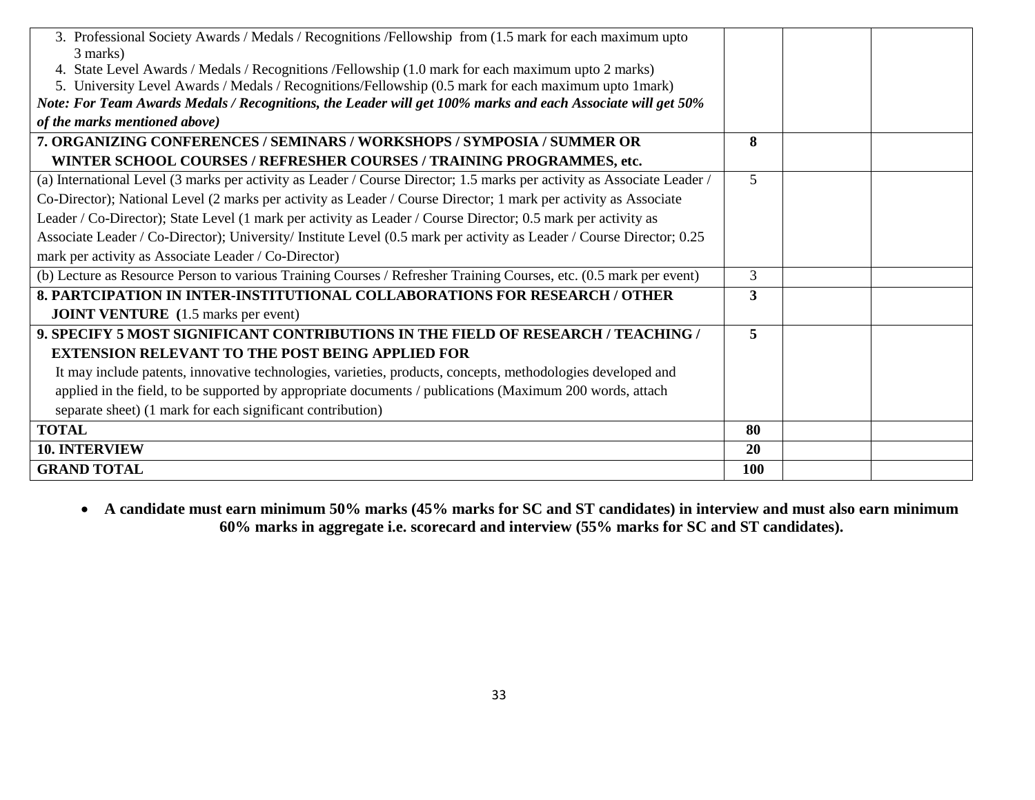| | | | |
|---|---|---|---|
| 3. Professional Society Awards / Medals / Recognitions /Fellowship from (1.5 mark for each maximum upto 3 marks)<br>4. State Level Awards / Medals / Recognitions /Fellowship (1.0 mark for each maximum upto 2 marks)<br>5. University Level Awards / Medals / Recognitions/Fellowship (0.5 mark for each maximum upto 1mark)<br>***Note: For Team Awards Medals / Recognitions, the Leader will get 100% marks and each Associate will get 50% of the marks mentioned above)*** | | | |
| **7. ORGANIZING CONFERENCES / SEMINARS / WORKSHOPS / SYMPOSIA / SUMMER OR WINTER SCHOOL COURSES / REFRESHER COURSES / TRAINING PROGRAMMES, etc.** | **8** | | |
| (a) International Level (3 marks per activity as Leader / Course Director; 1.5 marks per activity as Associate Leader / Co-Director); National Level (2 marks per activity as Leader / Course Director; 1 mark per activity as Associate Leader / Co-Director); State Level (1 mark per activity as Leader / Course Director; 0.5 mark per activity as Associate Leader / Co-Director); University/ Institute Level (0.5 mark per activity as Leader / Course Director; 0.25 mark per activity as Associate Leader / Co-Director) | 5 | | |
| (b) Lecture as Resource Person to various Training Courses / Refresher Training Courses, etc. (0.5 mark per event) | 3 | | |
| **8. PARTCIPATION IN INTER-INSTITUTIONAL COLLABORATIONS FOR RESEARCH / OTHER JOINT VENTURE (**1.5 marks per event) | **3** | | |
| **9. SPECIFY 5 MOST SIGNIFICANT CONTRIBUTIONS IN THE FIELD OF RESEARCH / TEACHING / EXTENSION RELEVANT TO THE POST BEING APPLIED FOR**<br>It may include patents, innovative technologies, varieties, products, concepts, methodologies developed and applied in the field, to be supported by appropriate documents / publications (Maximum 200 words, attach separate sheet) (1 mark for each significant contribution) | **5** | | |
| **TOTAL** | **80** | | |
| **10. INTERVIEW** | **20** | | |
| **GRAND TOTAL** | **100** | | |

- **A candidate must earn minimum 50% marks (45% marks for SC and ST candidates) in interview and must also earn minimum 60% marks in aggregate i.e. scorecard and interview (55% marks for SC and ST candidates).**